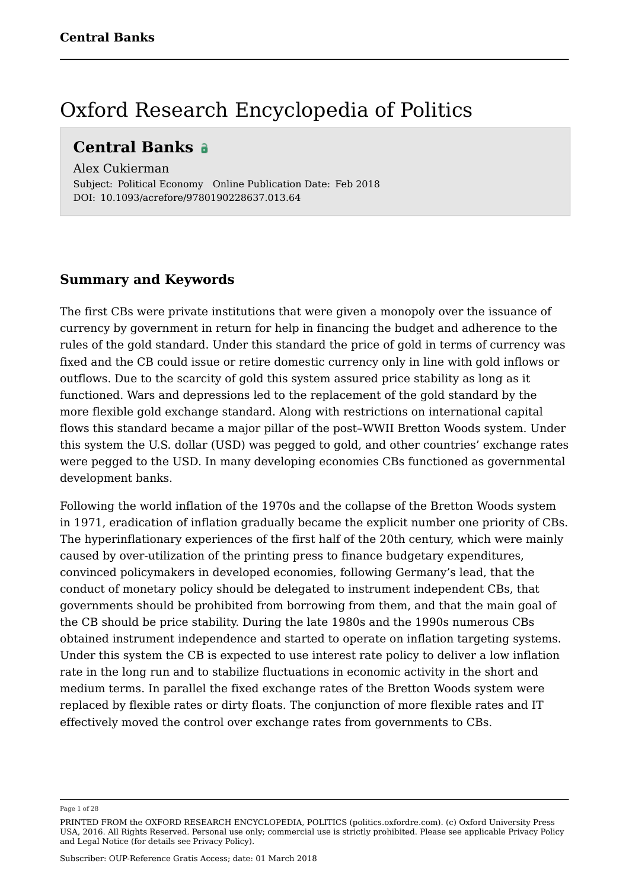# Oxford Research Encyclopedia of Politics

## Central Banks

Alex Cukierman

Subject: Political Economy Online Publication Date: Feb 2018

DOI: 10.1093/acrefore/9780190228637.013.64

### Summary and Keywords

The first CBs were private institutions that were given a monopoly over the issuance of currency by government in return for help in financing the budget and adherence to the rules of the gold standard. Under this standard the price of gold in terms of currency was fixed and the CB could issue or retire domestic currency only in line with gold inflows or outflows. Due to the scarcity of gold this system assured price stability as long as it functioned. Wars and depressions led to the replacement of the gold standard by the more flexible gold exchange standard. Along with restrictions on international capital flows this standard became a major pillar of the post–WWII Bretton Woods system. Under this system the U.S. dollar (USD) was pegged to gold, and other countries' exchange rates were pegged to the USD. In many developing economies CBs functioned as governmental development banks.

Following the world inflation of the 1970s and the collapse of the Bretton Woods system in 1971, eradication of inflation gradually became the explicit number one priority of CBs. The hyperinflationary experiences of the first half of the 20th century, which were mainly caused by over-utilization of the printing press to finance budgetary expenditures, convinced policymakers in developed economies, following Germany's lead, that the conduct of monetary policy should be delegated to instrument independent CBs, that governments should be prohibited from borrowing from them, and that the main goal of the CB should be price stability. During the late 1980s and the 1990s numerous CBs obtained instrument independence and started to operate on inflation targeting systems. Under this system the CB is expected to use interest rate policy to deliver a low inflation rate in the long run and to stabilize fluctuations in economic activity in the short and medium terms. In parallel the fixed exchange rates of the Bretton Woods system were replaced by flexible rates or dirty floats. The conjunction of more flexible rates and IT effectively moved the control over exchange rates from governments to CBs.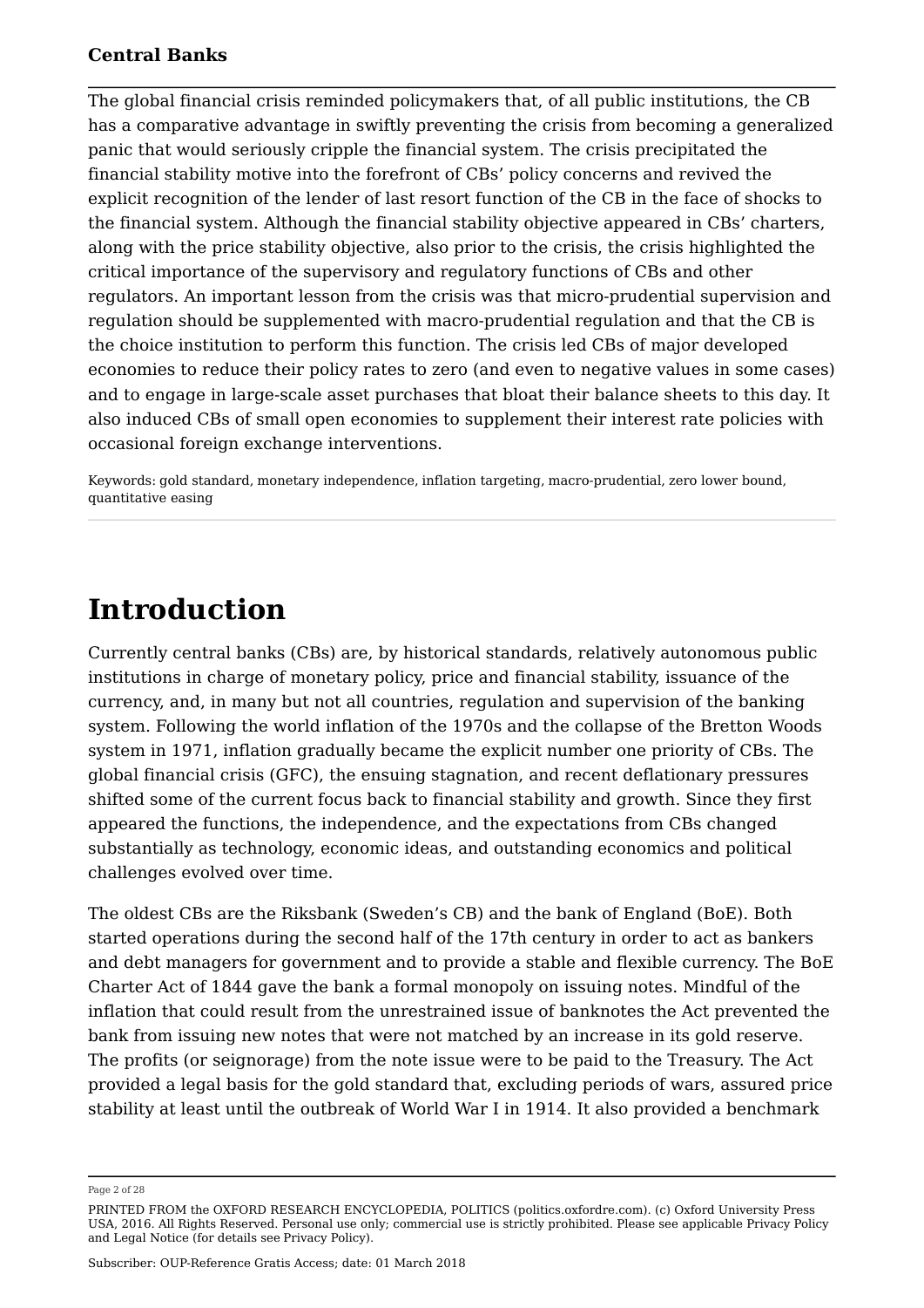The global financial crisis reminded policymakers that, of all public institutions, the CB has a comparative advantage in swiftly preventing the crisis from becoming a generalized panic that would seriously cripple the financial system. The crisis precipitated the financial stability motive into the forefront of CBs' policy concerns and revived the explicit recognition of the lender of last resort function of the CB in the face of shocks to the financial system. Although the financial stability objective appeared in CBs' charters, along with the price stability objective, also prior to the crisis, the crisis highlighted the critical importance of the supervisory and regulatory functions of CBs and other regulators. An important lesson from the crisis was that micro-prudential supervision and regulation should be supplemented with macro-prudential regulation and that the CB is the choice institution to perform this function. The crisis led CBs of major developed economies to reduce their policy rates to zero (and even to negative values in some cases) and to engage in large-scale asset purchases that bloat their balance sheets to this day. It also induced CBs of small open economies to supplement their interest rate policies with occasional foreign exchange interventions.

Keywords: gold standard, monetary independence, inflation targeting, macro-prudential, zero lower bound, quantitative easing

# Introduction

Currently central banks (CBs) are, by historical standards, relatively autonomous public institutions in charge of monetary policy, price and financial stability, issuance of the currency, and, in many but not all countries, regulation and supervision of the banking system. Following the world inflation of the 1970s and the collapse of the Bretton Woods system in 1971, inflation gradually became the explicit number one priority of CBs. The global financial crisis (GFC), the ensuing stagnation, and recent deflationary pressures shifted some of the current focus back to financial stability and growth. Since they first appeared the functions, the independence, and the expectations from CBs changed substantially as technology, economic ideas, and outstanding economics and political challenges evolved over time.

The oldest CBs are the Riksbank (Sweden's CB) and the bank of England (BoE). Both started operations during the second half of the 17th century in order to act as bankers and debt managers for government and to provide a stable and flexible currency. The BoE Charter Act of 1844 gave the bank a formal monopoly on issuing notes. Mindful of the inflation that could result from the unrestrained issue of banknotes the Act prevented the bank from issuing new notes that were not matched by an increase in its gold reserve. The profits (or seignorage) from the note issue were to be paid to the Treasury. The Act provided a legal basis for the gold standard that, excluding periods of wars, assured price stability at least until the outbreak of World War I in 1914. It also provided a benchmark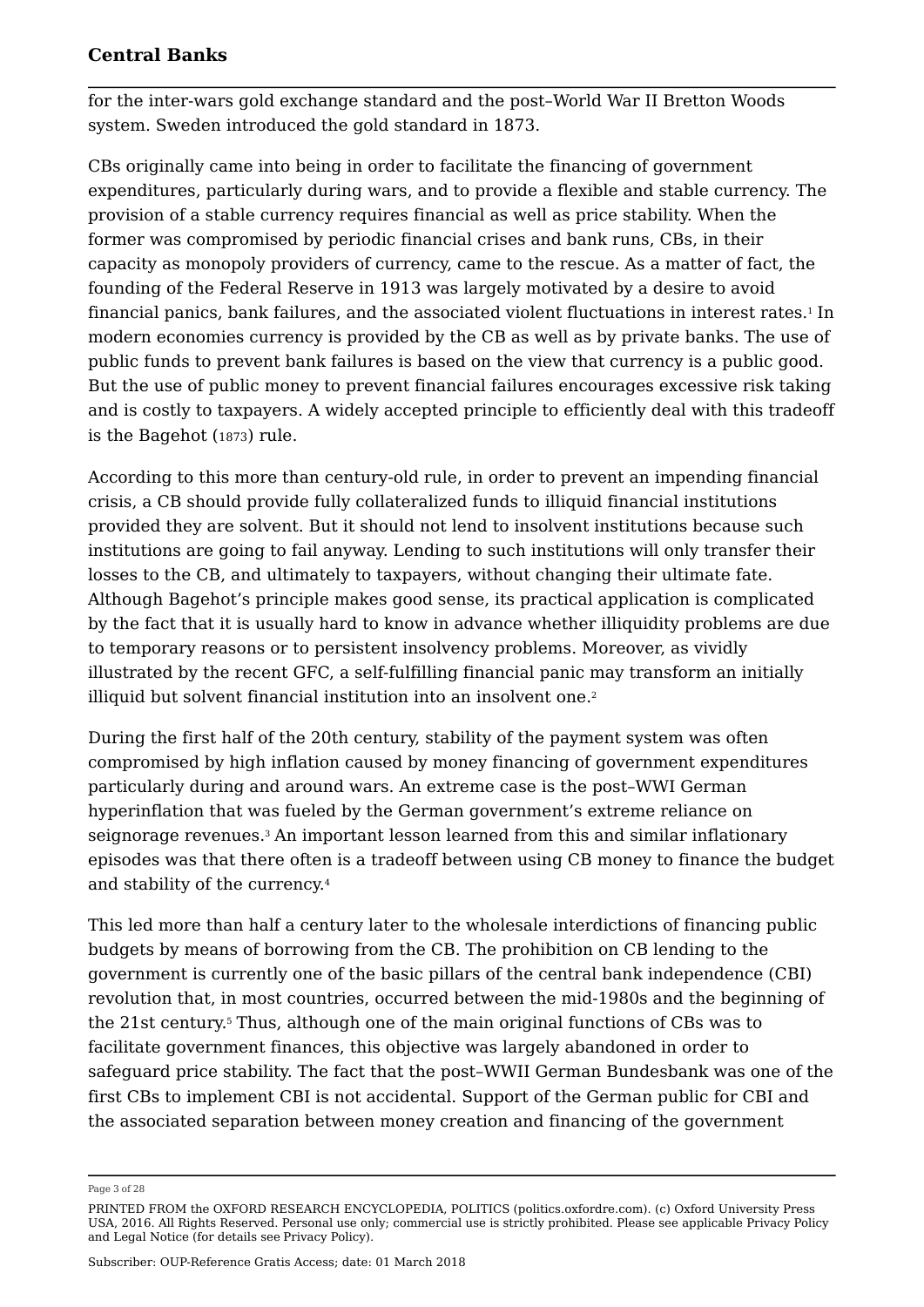for the inter-wars gold exchange standard and the post–World War II Bretton Woods system. Sweden introduced the gold standard in 1873.

CBs originally came into being in order to facilitate the financing of government expenditures, particularly during wars, and to provide a flexible and stable currency. The provision of a stable currency requires financial as well as price stability. When the former was compromised by periodic financial crises and bank runs, CBs, in their capacity as monopoly providers of currency, came to the rescue. As a matter of fact, the founding of the Federal Reserve in 1913 was largely motivated by a desire to avoid financial panics, bank failures, and the associated violent fluctuations in interest rates.[1] In modern economies currency is provided by the CB as well as by private banks. The use of public funds to prevent bank failures is based on the view that currency is a public good. But the use of public money to prevent financial failures encourages excessive risk taking and is costly to taxpayers. A widely accepted principle to efficiently deal with this tradeoff is the Bagehot (1873) rule.

According to this more than century-old rule, in order to prevent an impending financial crisis, a CB should provide fully collateralized funds to illiquid financial institutions provided they are solvent. But it should not lend to insolvent institutions because such institutions are going to fail anyway. Lending to such institutions will only transfer their losses to the CB, and ultimately to taxpayers, without changing their ultimate fate. Although Bagehot's principle makes good sense, its practical application is complicated by the fact that it is usually hard to know in advance whether illiquidity problems are due to temporary reasons or to persistent insolvency problems. Moreover, as vividly illustrated by the recent GFC, a self-fulfilling financial panic may transform an initially illiquid but solvent financial institution into an insolvent one.[2]

During the first half of the 20th century, stability of the payment system was often compromised by high inflation caused by money financing of government expenditures particularly during and around wars. An extreme case is the post–WWI German hyperinflation that was fueled by the German government's extreme reliance on seignorage revenues.[3] An important lesson learned from this and similar inflationary episodes was that there often is a tradeoff between using CB money to finance the budget and stability of the currency.[4]

This led more than half a century later to the wholesale interdictions of financing public budgets by means of borrowing from the CB. The prohibition on CB lending to the government is currently one of the basic pillars of the central bank independence (CBI) revolution that, in most countries, occurred between the mid-1980s and the beginning of the 21st century.[5] Thus, although one of the main original functions of CBs was to facilitate government finances, this objective was largely abandoned in order to safeguard price stability. The fact that the post–WWII German Bundesbank was one of the first CBs to implement CBI is not accidental. Support of the German public for CBI and the associated separation between money creation and financing of the government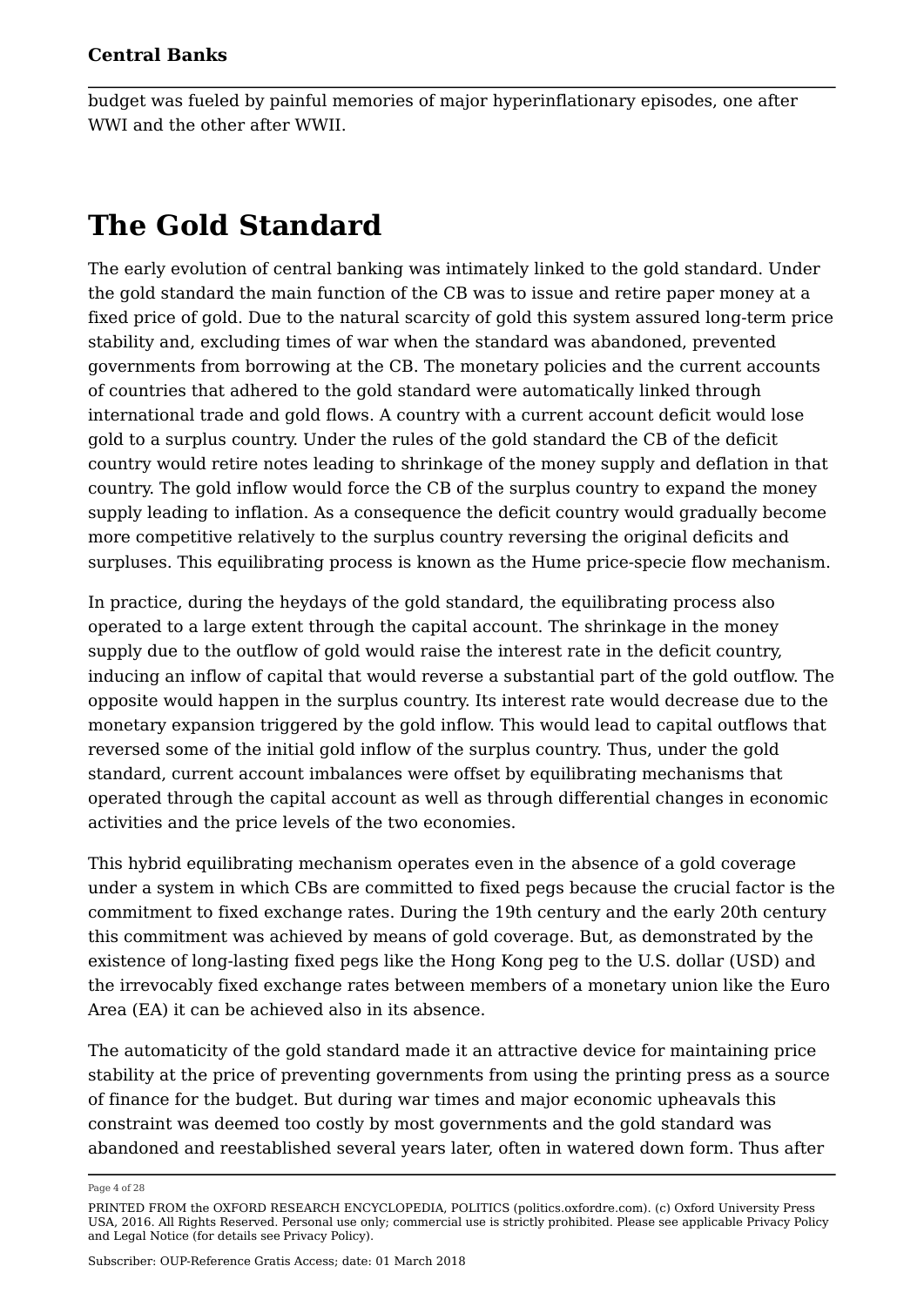budget was fueled by painful memories of major hyperinflationary episodes, one after WWI and the other after WWII.

# The Gold Standard

The early evolution of central banking was intimately linked to the gold standard. Under the gold standard the main function of the CB was to issue and retire paper money at a fixed price of gold. Due to the natural scarcity of gold this system assured long-term price stability and, excluding times of war when the standard was abandoned, prevented governments from borrowing at the CB. The monetary policies and the current accounts of countries that adhered to the gold standard were automatically linked through international trade and gold flows. A country with a current account deficit would lose gold to a surplus country. Under the rules of the gold standard the CB of the deficit country would retire notes leading to shrinkage of the money supply and deflation in that country. The gold inflow would force the CB of the surplus country to expand the money supply leading to inflation. As a consequence the deficit country would gradually become more competitive relatively to the surplus country reversing the original deficits and surpluses. This equilibrating process is known as the Hume price-specie flow mechanism.

In practice, during the heydays of the gold standard, the equilibrating process also operated to a large extent through the capital account. The shrinkage in the money supply due to the outflow of gold would raise the interest rate in the deficit country, inducing an inflow of capital that would reverse a substantial part of the gold outflow. The opposite would happen in the surplus country. Its interest rate would decrease due to the monetary expansion triggered by the gold inflow. This would lead to capital outflows that reversed some of the initial gold inflow of the surplus country. Thus, under the gold standard, current account imbalances were offset by equilibrating mechanisms that operated through the capital account as well as through differential changes in economic activities and the price levels of the two economies.

This hybrid equilibrating mechanism operates even in the absence of a gold coverage under a system in which CBs are committed to fixed pegs because the crucial factor is the commitment to fixed exchange rates. During the 19th century and the early 20th century this commitment was achieved by means of gold coverage. But, as demonstrated by the existence of long-lasting fixed pegs like the Hong Kong peg to the U.S. dollar (USD) and the irrevocably fixed exchange rates between members of a monetary union like the Euro Area (EA) it can be achieved also in its absence.

The automaticity of the gold standard made it an attractive device for maintaining price stability at the price of preventing governments from using the printing press as a source of finance for the budget. But during war times and major economic upheavals this constraint was deemed too costly by most governments and the gold standard was abandoned and reestablished several years later, often in watered down form. Thus after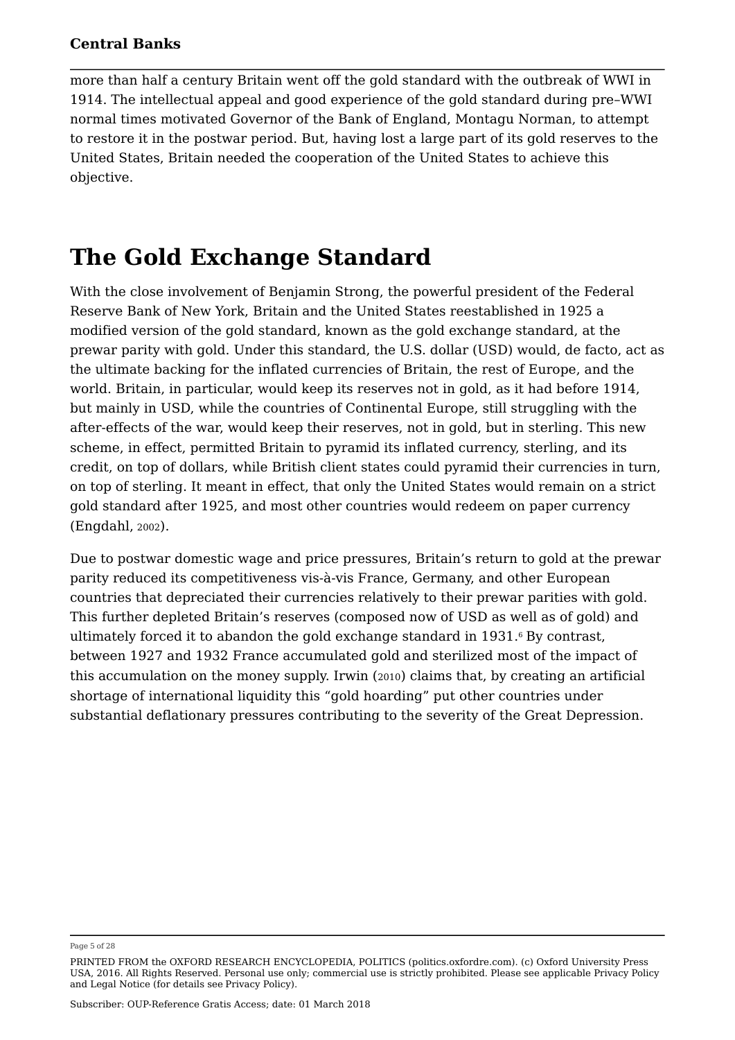more than half a century Britain went off the gold standard with the outbreak of WWI in 1914. The intellectual appeal and good experience of the gold standard during pre–WWI normal times motivated Governor of the Bank of England, Montagu Norman, to attempt to restore it in the postwar period. But, having lost a large part of its gold reserves to the United States, Britain needed the cooperation of the United States to achieve this objective.

## The Gold Exchange Standard

With the close involvement of Benjamin Strong, the powerful president of the Federal Reserve Bank of New York, Britain and the United States reestablished in 1925 a modified version of the gold standard, known as the gold exchange standard, at the prewar parity with gold. Under this standard, the U.S. dollar (USD) would, de facto, act as the ultimate backing for the inflated currencies of Britain, the rest of Europe, and the world. Britain, in particular, would keep its reserves not in gold, as it had before 1914, but mainly in USD, while the countries of Continental Europe, still struggling with the after-effects of the war, would keep their reserves, not in gold, but in sterling. This new scheme, in effect, permitted Britain to pyramid its inflated currency, sterling, and its credit, on top of dollars, while British client states could pyramid their currencies in turn, on top of sterling. It meant in effect, that only the United States would remain on a strict gold standard after 1925, and most other countries would redeem on paper currency (Engdahl, 2002).

Due to postwar domestic wage and price pressures, Britain's return to gold at the prewar parity reduced its competitiveness vis-à-vis France, Germany, and other European countries that depreciated their currencies relatively to their prewar parities with gold. This further depleted Britain's reserves (composed now of USD as well as of gold) and ultimately forced it to abandon the gold exchange standard in 1931.[6] By contrast, between 1927 and 1932 France accumulated gold and sterilized most of the impact of this accumulation on the money supply. Irwin (2010) claims that, by creating an artificial shortage of international liquidity this "gold hoarding" put other countries under substantial deflationary pressures contributing to the severity of the Great Depression.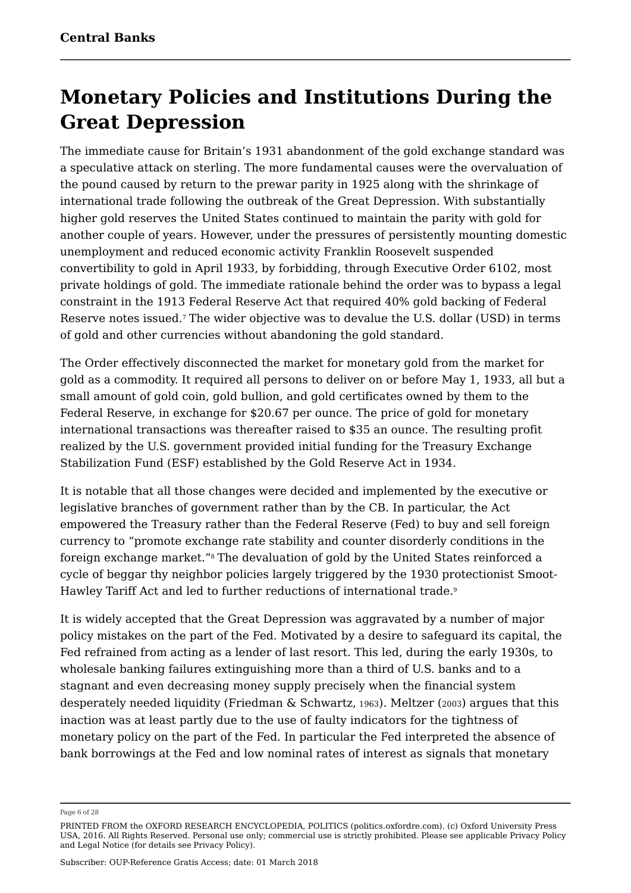# Monetary Policies and Institutions During the Great Depression

The immediate cause for Britain's 1931 abandonment of the gold exchange standard was a speculative attack on sterling. The more fundamental causes were the overvaluation of the pound caused by return to the prewar parity in 1925 along with the shrinkage of international trade following the outbreak of the Great Depression. With substantially higher gold reserves the United States continued to maintain the parity with gold for another couple of years. However, under the pressures of persistently mounting domestic unemployment and reduced economic activity Franklin Roosevelt suspended convertibility to gold in April 1933, by forbidding, through Executive Order 6102, most private holdings of gold. The immediate rationale behind the order was to bypass a legal constraint in the 1913 Federal Reserve Act that required 40% gold backing of Federal Reserve notes issued.[7] The wider objective was to devalue the U.S. dollar (USD) in terms of gold and other currencies without abandoning the gold standard.

The Order effectively disconnected the market for monetary gold from the market for gold as a commodity. It required all persons to deliver on or before May 1, 1933, all but a small amount of gold coin, gold bullion, and gold certificates owned by them to the Federal Reserve, in exchange for $20.67 per ounce. The price of gold for monetary international transactions was thereafter raised to $35 an ounce. The resulting profit realized by the U.S. government provided initial funding for the Treasury Exchange Stabilization Fund (ESF) established by the Gold Reserve Act in 1934.

It is notable that all those changes were decided and implemented by the executive or legislative branches of government rather than by the CB. In particular, the Act empowered the Treasury rather than the Federal Reserve (Fed) to buy and sell foreign currency to "promote exchange rate stability and counter disorderly conditions in the foreign exchange market."[8] The devaluation of gold by the United States reinforced a cycle of beggar thy neighbor policies largely triggered by the 1930 protectionist Smoot-Hawley Tariff Act and led to further reductions of international trade.[9]

It is widely accepted that the Great Depression was aggravated by a number of major policy mistakes on the part of the Fed. Motivated by a desire to safeguard its capital, the Fed refrained from acting as a lender of last resort. This led, during the early 1930s, to wholesale banking failures extinguishing more than a third of U.S. banks and to a stagnant and even decreasing money supply precisely when the financial system desperately needed liquidity (Friedman & Schwartz, 1963). Meltzer (2003) argues that this inaction was at least partly due to the use of faulty indicators for the tightness of monetary policy on the part of the Fed. In particular the Fed interpreted the absence of bank borrowings at the Fed and low nominal rates of interest as signals that monetary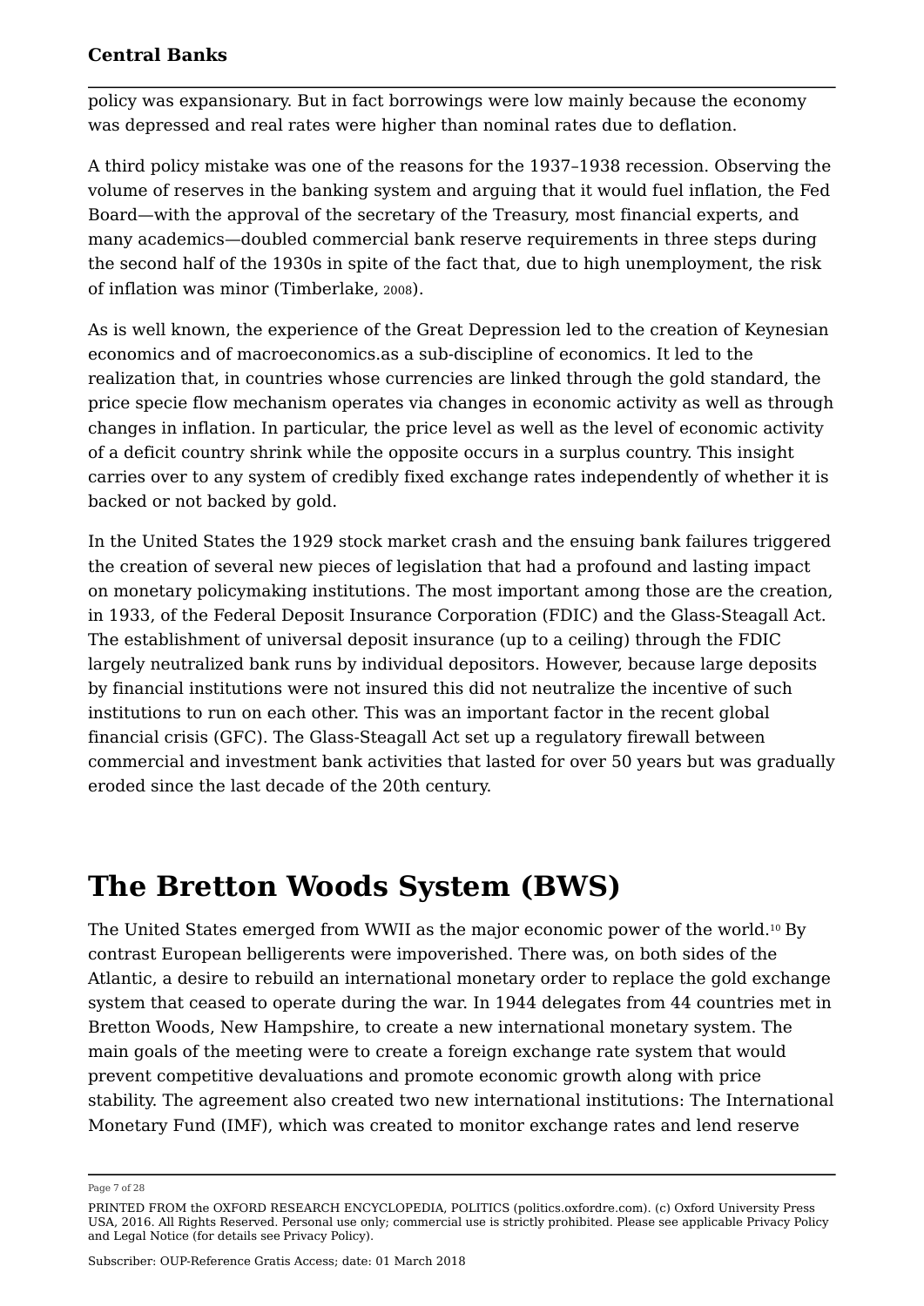policy was expansionary. But in fact borrowings were low mainly because the economy was depressed and real rates were higher than nominal rates due to deflation.

A third policy mistake was one of the reasons for the 1937–1938 recession. Observing the volume of reserves in the banking system and arguing that it would fuel inflation, the Fed Board—with the approval of the secretary of the Treasury, most financial experts, and many academics—doubled commercial bank reserve requirements in three steps during the second half of the 1930s in spite of the fact that, due to high unemployment, the risk of inflation was minor (Timberlake, 2008).

As is well known, the experience of the Great Depression led to the creation of Keynesian economics and of macroeconomics.as a sub-discipline of economics. It led to the realization that, in countries whose currencies are linked through the gold standard, the price specie flow mechanism operates via changes in economic activity as well as through changes in inflation. In particular, the price level as well as the level of economic activity of a deficit country shrink while the opposite occurs in a surplus country. This insight carries over to any system of credibly fixed exchange rates independently of whether it is backed or not backed by gold.

In the United States the 1929 stock market crash and the ensuing bank failures triggered the creation of several new pieces of legislation that had a profound and lasting impact on monetary policymaking institutions. The most important among those are the creation, in 1933, of the Federal Deposit Insurance Corporation (FDIC) and the Glass-Steagall Act. The establishment of universal deposit insurance (up to a ceiling) through the FDIC largely neutralized bank runs by individual depositors. However, because large deposits by financial institutions were not insured this did not neutralize the incentive of such institutions to run on each other. This was an important factor in the recent global financial crisis (GFC). The Glass-Steagall Act set up a regulatory firewall between commercial and investment bank activities that lasted for over 50 years but was gradually eroded since the last decade of the 20th century.

# The Bretton Woods System (BWS)

The United States emerged from WWII as the major economic power of the world.[10] By contrast European belligerents were impoverished. There was, on both sides of the Atlantic, a desire to rebuild an international monetary order to replace the gold exchange system that ceased to operate during the war. In 1944 delegates from 44 countries met in Bretton Woods, New Hampshire, to create a new international monetary system. The main goals of the meeting were to create a foreign exchange rate system that would prevent competitive devaluations and promote economic growth along with price stability. The agreement also created two new international institutions: The International Monetary Fund (IMF), which was created to monitor exchange rates and lend reserve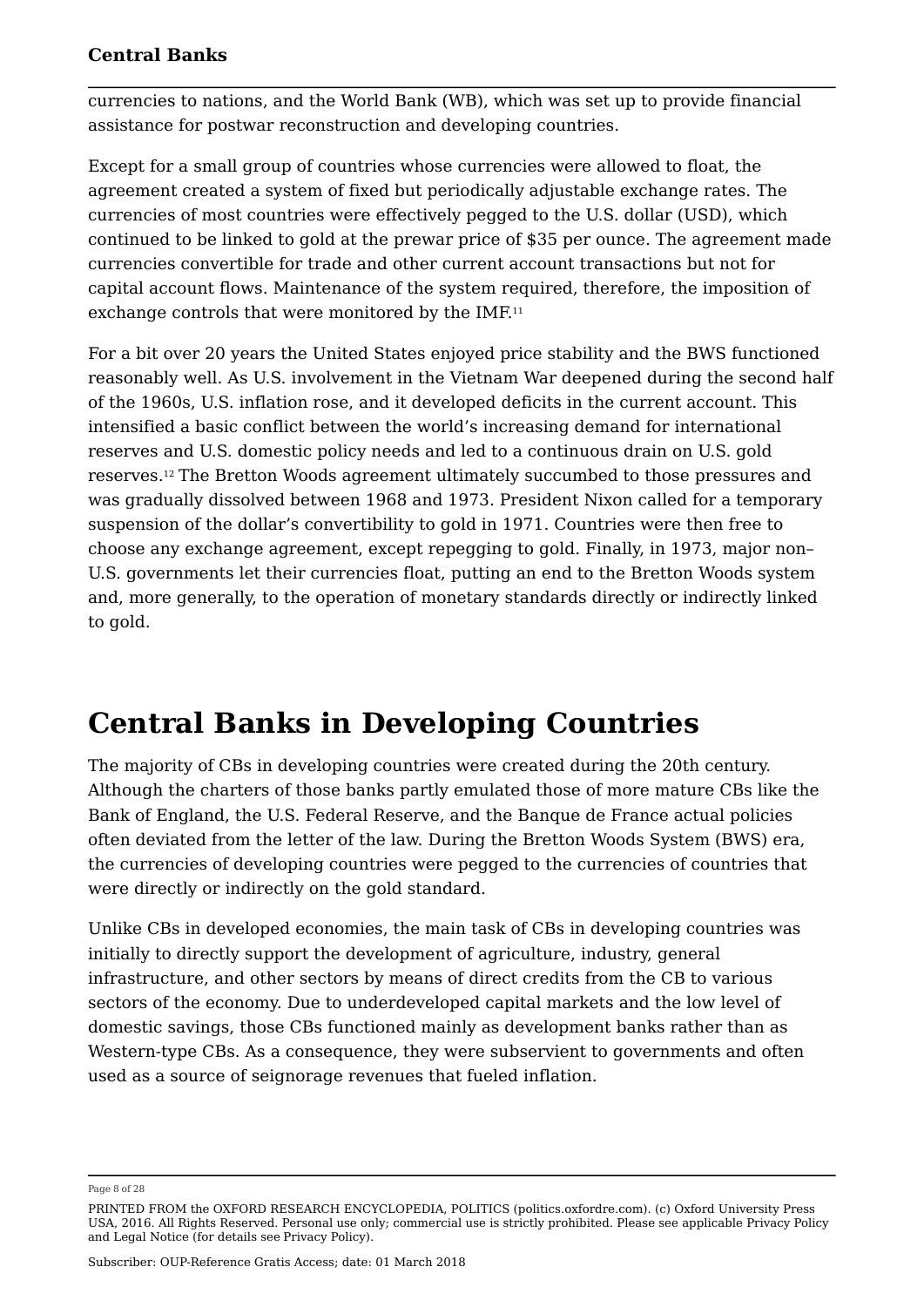currencies to nations, and the World Bank (WB), which was set up to provide financial assistance for postwar reconstruction and developing countries.

Except for a small group of countries whose currencies were allowed to float, the agreement created a system of fixed but periodically adjustable exchange rates. The currencies of most countries were effectively pegged to the U.S. dollar (USD), which continued to be linked to gold at the prewar price of $35 per ounce. The agreement made currencies convertible for trade and other current account transactions but not for capital account flows. Maintenance of the system required, therefore, the imposition of exchange controls that were monitored by the IMF.[11]

For a bit over 20 years the United States enjoyed price stability and the BWS functioned reasonably well. As U.S. involvement in the Vietnam War deepened during the second half of the 1960s, U.S. inflation rose, and it developed deficits in the current account. This intensified a basic conflict between the world's increasing demand for international reserves and U.S. domestic policy needs and led to a continuous drain on U.S. gold reserves.[12] The Bretton Woods agreement ultimately succumbed to those pressures and was gradually dissolved between 1968 and 1973. President Nixon called for a temporary suspension of the dollar's convertibility to gold in 1971. Countries were then free to choose any exchange agreement, except repegging to gold. Finally, in 1973, major non–U.S. governments let their currencies float, putting an end to the Bretton Woods system and, more generally, to the operation of monetary standards directly or indirectly linked to gold.

# Central Banks in Developing Countries

The majority of CBs in developing countries were created during the 20th century. Although the charters of those banks partly emulated those of more mature CBs like the Bank of England, the U.S. Federal Reserve, and the Banque de France actual policies often deviated from the letter of the law. During the Bretton Woods System (BWS) era, the currencies of developing countries were pegged to the currencies of countries that were directly or indirectly on the gold standard.

Unlike CBs in developed economies, the main task of CBs in developing countries was initially to directly support the development of agriculture, industry, general infrastructure, and other sectors by means of direct credits from the CB to various sectors of the economy. Due to underdeveloped capital markets and the low level of domestic savings, those CBs functioned mainly as development banks rather than as Western-type CBs. As a consequence, they were subservient to governments and often used as a source of seignorage revenues that fueled inflation.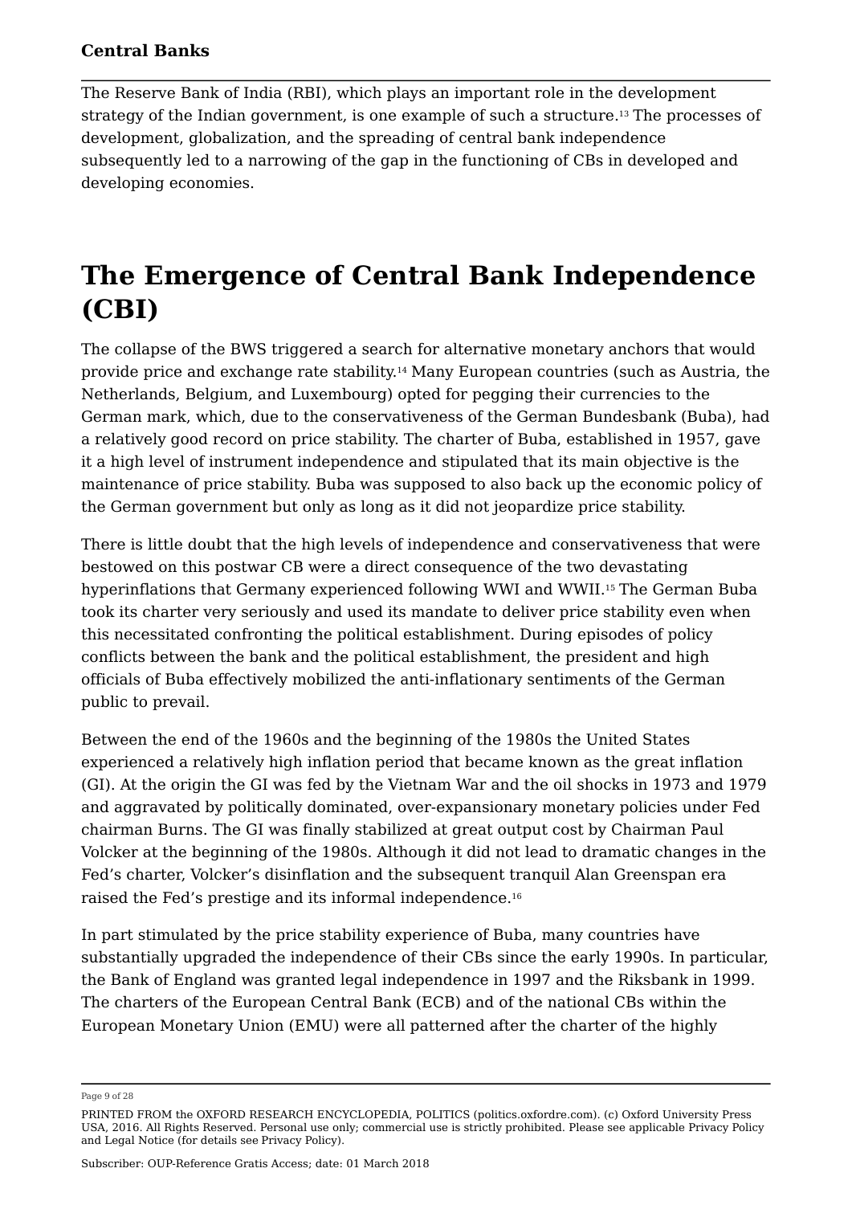The Reserve Bank of India (RBI), which plays an important role in the development strategy of the Indian government, is one example of such a structure.[13] The processes of development, globalization, and the spreading of central bank independence subsequently led to a narrowing of the gap in the functioning of CBs in developed and developing economies.

# The Emergence of Central Bank Independence (CBI)

The collapse of the BWS triggered a search for alternative monetary anchors that would provide price and exchange rate stability.[14] Many European countries (such as Austria, the Netherlands, Belgium, and Luxembourg) opted for pegging their currencies to the German mark, which, due to the conservativeness of the German Bundesbank (Buba), had a relatively good record on price stability. The charter of Buba, established in 1957, gave it a high level of instrument independence and stipulated that its main objective is the maintenance of price stability. Buba was supposed to also back up the economic policy of the German government but only as long as it did not jeopardize price stability.

There is little doubt that the high levels of independence and conservativeness that were bestowed on this postwar CB were a direct consequence of the two devastating hyperinflations that Germany experienced following WWI and WWII.[15] The German Buba took its charter very seriously and used its mandate to deliver price stability even when this necessitated confronting the political establishment. During episodes of policy conflicts between the bank and the political establishment, the president and high officials of Buba effectively mobilized the anti-inflationary sentiments of the German public to prevail.

Between the end of the 1960s and the beginning of the 1980s the United States experienced a relatively high inflation period that became known as the great inflation (GI). At the origin the GI was fed by the Vietnam War and the oil shocks in 1973 and 1979 and aggravated by politically dominated, over-expansionary monetary policies under Fed chairman Burns. The GI was finally stabilized at great output cost by Chairman Paul Volcker at the beginning of the 1980s. Although it did not lead to dramatic changes in the Fed's charter, Volcker's disinflation and the subsequent tranquil Alan Greenspan era raised the Fed's prestige and its informal independence.[16]

In part stimulated by the price stability experience of Buba, many countries have substantially upgraded the independence of their CBs since the early 1990s. In particular, the Bank of England was granted legal independence in 1997 and the Riksbank in 1999. The charters of the European Central Bank (ECB) and of the national CBs within the European Monetary Union (EMU) were all patterned after the charter of the highly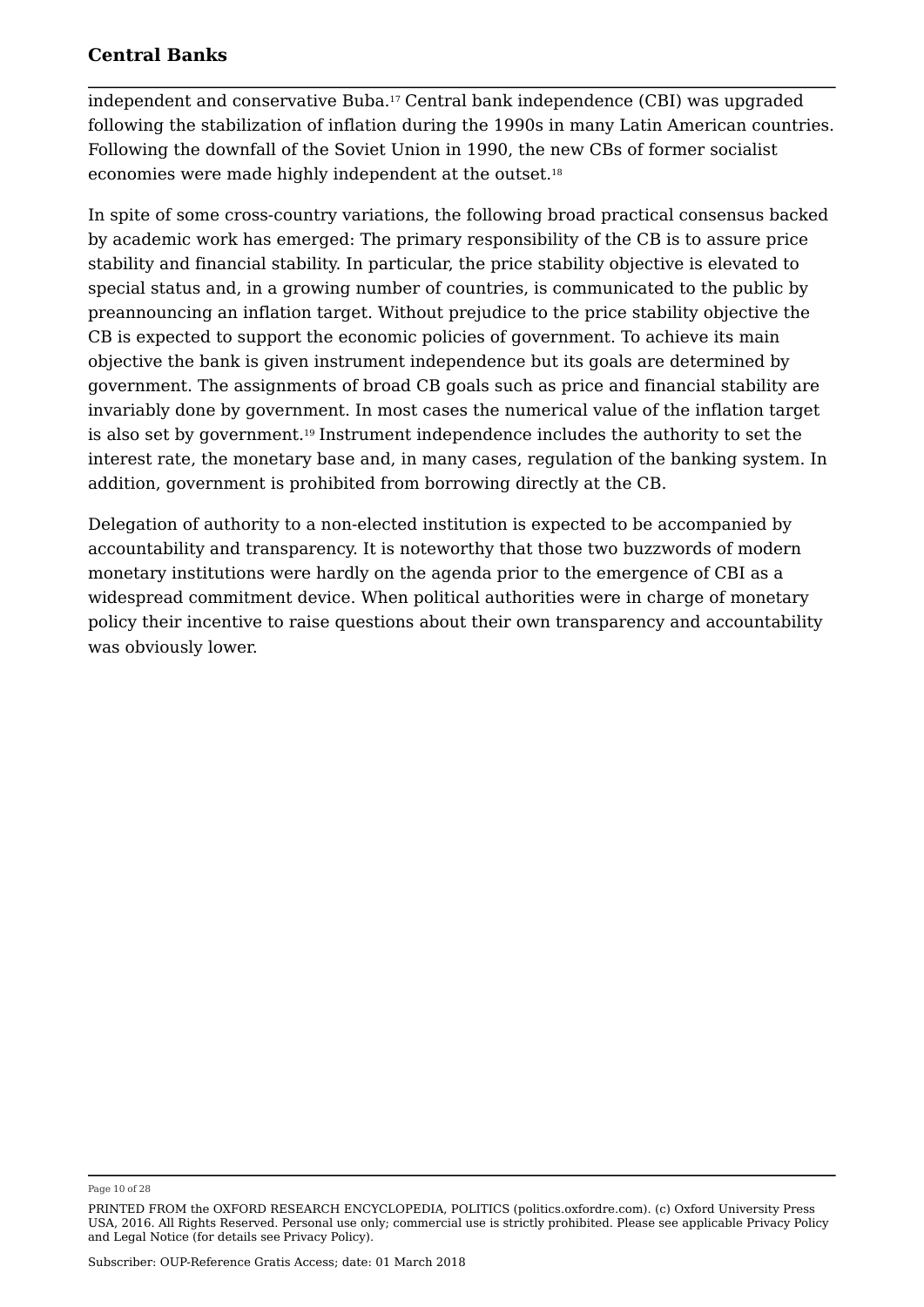independent and conservative Buba.[17] Central bank independence (CBI) was upgraded following the stabilization of inflation during the 1990s in many Latin American countries. Following the downfall of the Soviet Union in 1990, the new CBs of former socialist economies were made highly independent at the outset.[18]

In spite of some cross-country variations, the following broad practical consensus backed by academic work has emerged: The primary responsibility of the CB is to assure price stability and financial stability. In particular, the price stability objective is elevated to special status and, in a growing number of countries, is communicated to the public by preannouncing an inflation target. Without prejudice to the price stability objective the CB is expected to support the economic policies of government. To achieve its main objective the bank is given instrument independence but its goals are determined by government. The assignments of broad CB goals such as price and financial stability are invariably done by government. In most cases the numerical value of the inflation target is also set by government.[19] Instrument independence includes the authority to set the interest rate, the monetary base and, in many cases, regulation of the banking system. In addition, government is prohibited from borrowing directly at the CB.

Delegation of authority to a non-elected institution is expected to be accompanied by accountability and transparency. It is noteworthy that those two buzzwords of modern monetary institutions were hardly on the agenda prior to the emergence of CBI as a widespread commitment device. When political authorities were in charge of monetary policy their incentive to raise questions about their own transparency and accountability was obviously lower.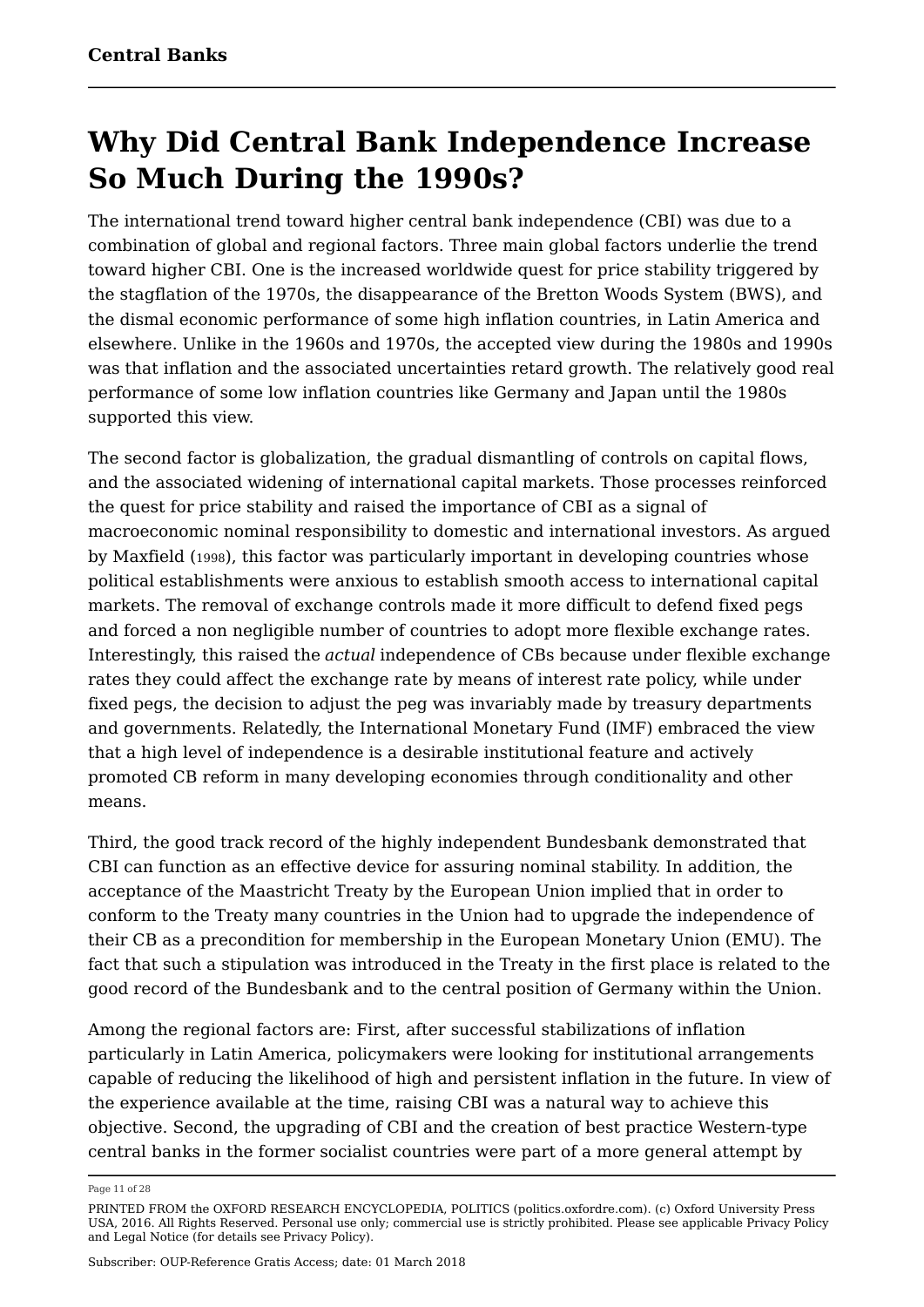## Why Did Central Bank Independence Increase So Much During the 1990s?

The international trend toward higher central bank independence (CBI) was due to a combination of global and regional factors. Three main global factors underlie the trend toward higher CBI. One is the increased worldwide quest for price stability triggered by the stagflation of the 1970s, the disappearance of the Bretton Woods System (BWS), and the dismal economic performance of some high inflation countries, in Latin America and elsewhere. Unlike in the 1960s and 1970s, the accepted view during the 1980s and 1990s was that inflation and the associated uncertainties retard growth. The relatively good real performance of some low inflation countries like Germany and Japan until the 1980s supported this view.

The second factor is globalization, the gradual dismantling of controls on capital flows, and the associated widening of international capital markets. Those processes reinforced the quest for price stability and raised the importance of CBI as a signal of macroeconomic nominal responsibility to domestic and international investors. As argued by Maxfield (1998), this factor was particularly important in developing countries whose political establishments were anxious to establish smooth access to international capital markets. The removal of exchange controls made it more difficult to defend fixed pegs and forced a non negligible number of countries to adopt more flexible exchange rates. Interestingly, this raised the *actual* independence of CBs because under flexible exchange rates they could affect the exchange rate by means of interest rate policy, while under fixed pegs, the decision to adjust the peg was invariably made by treasury departments and governments. Relatedly, the International Monetary Fund (IMF) embraced the view that a high level of independence is a desirable institutional feature and actively promoted CB reform in many developing economies through conditionality and other means.

Third, the good track record of the highly independent Bundesbank demonstrated that CBI can function as an effective device for assuring nominal stability. In addition, the acceptance of the Maastricht Treaty by the European Union implied that in order to conform to the Treaty many countries in the Union had to upgrade the independence of their CB as a precondition for membership in the European Monetary Union (EMU). The fact that such a stipulation was introduced in the Treaty in the first place is related to the good record of the Bundesbank and to the central position of Germany within the Union.

Among the regional factors are: First, after successful stabilizations of inflation particularly in Latin America, policymakers were looking for institutional arrangements capable of reducing the likelihood of high and persistent inflation in the future. In view of the experience available at the time, raising CBI was a natural way to achieve this objective. Second, the upgrading of CBI and the creation of best practice Western-type central banks in the former socialist countries were part of a more general attempt by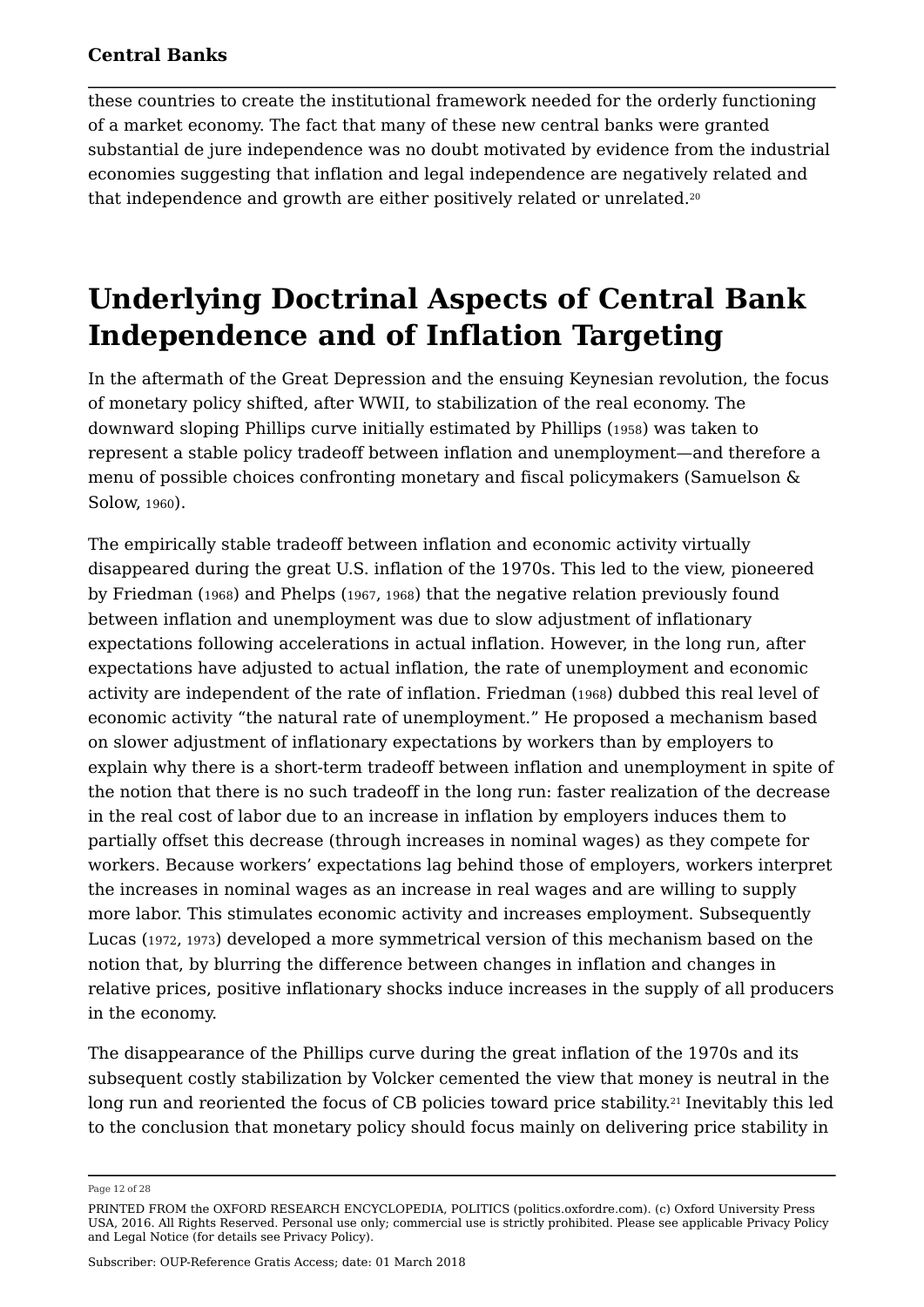these countries to create the institutional framework needed for the orderly functioning of a market economy. The fact that many of these new central banks were granted substantial de jure independence was no doubt motivated by evidence from the industrial economies suggesting that inflation and legal independence are negatively related and that independence and growth are either positively related or unrelated.[20]

# Underlying Doctrinal Aspects of Central Bank Independence and of Inflation Targeting

In the aftermath of the Great Depression and the ensuing Keynesian revolution, the focus of monetary policy shifted, after WWII, to stabilization of the real economy. The downward sloping Phillips curve initially estimated by Phillips (1958) was taken to represent a stable policy tradeoff between inflation and unemployment—and therefore a menu of possible choices confronting monetary and fiscal policymakers (Samuelson & Solow, 1960).

The empirically stable tradeoff between inflation and economic activity virtually disappeared during the great U.S. inflation of the 1970s. This led to the view, pioneered by Friedman (1968) and Phelps (1967, 1968) that the negative relation previously found between inflation and unemployment was due to slow adjustment of inflationary expectations following accelerations in actual inflation. However, in the long run, after expectations have adjusted to actual inflation, the rate of unemployment and economic activity are independent of the rate of inflation. Friedman (1968) dubbed this real level of economic activity "the natural rate of unemployment." He proposed a mechanism based on slower adjustment of inflationary expectations by workers than by employers to explain why there is a short-term tradeoff between inflation and unemployment in spite of the notion that there is no such tradeoff in the long run: faster realization of the decrease in the real cost of labor due to an increase in inflation by employers induces them to partially offset this decrease (through increases in nominal wages) as they compete for workers. Because workers' expectations lag behind those of employers, workers interpret the increases in nominal wages as an increase in real wages and are willing to supply more labor. This stimulates economic activity and increases employment. Subsequently Lucas (1972, 1973) developed a more symmetrical version of this mechanism based on the notion that, by blurring the difference between changes in inflation and changes in relative prices, positive inflationary shocks induce increases in the supply of all producers in the economy.

The disappearance of the Phillips curve during the great inflation of the 1970s and its subsequent costly stabilization by Volcker cemented the view that money is neutral in the long run and reoriented the focus of CB policies toward price stability.[21] Inevitably this led to the conclusion that monetary policy should focus mainly on delivering price stability in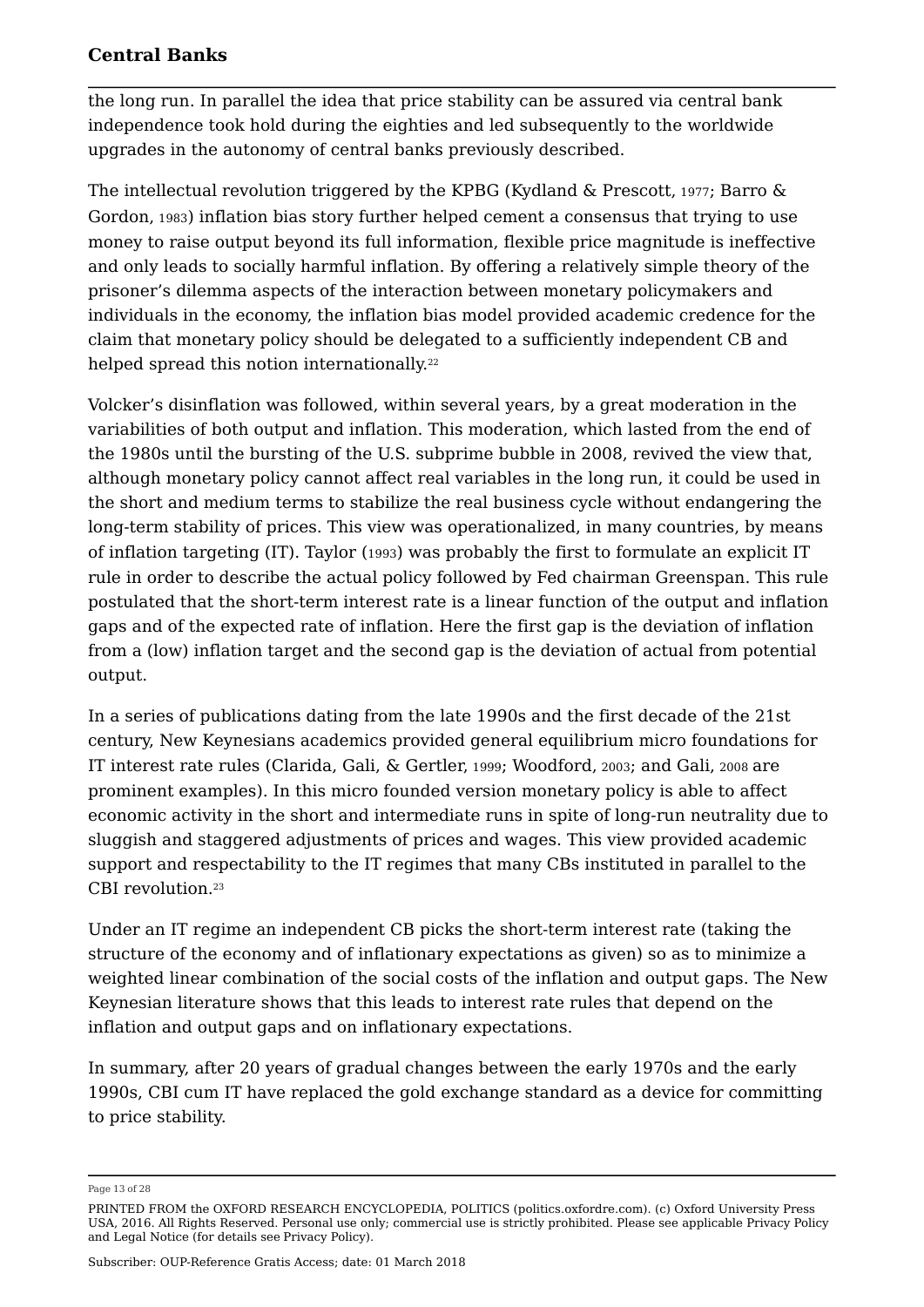the long run. In parallel the idea that price stability can be assured via central bank independence took hold during the eighties and led subsequently to the worldwide upgrades in the autonomy of central banks previously described.

The intellectual revolution triggered by the KPBG (Kydland & Prescott, 1977; Barro & Gordon, 1983) inflation bias story further helped cement a consensus that trying to use money to raise output beyond its full information, flexible price magnitude is ineffective and only leads to socially harmful inflation. By offering a relatively simple theory of the prisoner's dilemma aspects of the interaction between monetary policymakers and individuals in the economy, the inflation bias model provided academic credence for the claim that monetary policy should be delegated to a sufficiently independent CB and helped spread this notion internationally.[22]

Volcker's disinflation was followed, within several years, by a great moderation in the variabilities of both output and inflation. This moderation, which lasted from the end of the 1980s until the bursting of the U.S. subprime bubble in 2008, revived the view that, although monetary policy cannot affect real variables in the long run, it could be used in the short and medium terms to stabilize the real business cycle without endangering the long-term stability of prices. This view was operationalized, in many countries, by means of inflation targeting (IT). Taylor (1993) was probably the first to formulate an explicit IT rule in order to describe the actual policy followed by Fed chairman Greenspan. This rule postulated that the short-term interest rate is a linear function of the output and inflation gaps and of the expected rate of inflation. Here the first gap is the deviation of inflation from a (low) inflation target and the second gap is the deviation of actual from potential output.

In a series of publications dating from the late 1990s and the first decade of the 21st century, New Keynesians academics provided general equilibrium micro foundations for IT interest rate rules (Clarida, Gali, & Gertler, 1999; Woodford, 2003; and Gali, 2008 are prominent examples). In this micro founded version monetary policy is able to affect economic activity in the short and intermediate runs in spite of long-run neutrality due to sluggish and staggered adjustments of prices and wages. This view provided academic support and respectability to the IT regimes that many CBs instituted in parallel to the CBI revolution.[23]

Under an IT regime an independent CB picks the short-term interest rate (taking the structure of the economy and of inflationary expectations as given) so as to minimize a weighted linear combination of the social costs of the inflation and output gaps. The New Keynesian literature shows that this leads to interest rate rules that depend on the inflation and output gaps and on inflationary expectations.

In summary, after 20 years of gradual changes between the early 1970s and the early 1990s, CBI cum IT have replaced the gold exchange standard as a device for committing to price stability.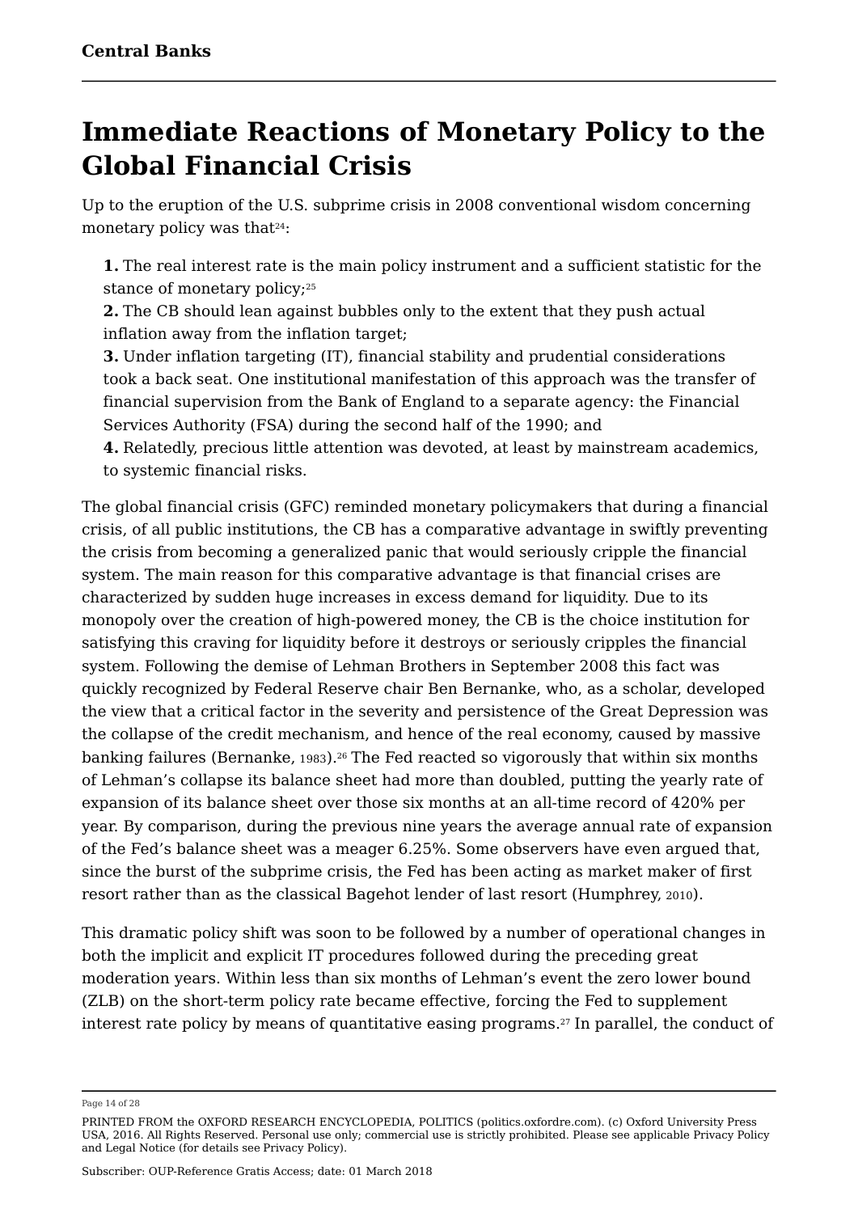# Immediate Reactions of Monetary Policy to the Global Financial Crisis

Up to the eruption of the U.S. subprime crisis in 2008 conventional wisdom concerning monetary policy was that[24]:

**1.** The real interest rate is the main policy instrument and a sufficient statistic for the stance of monetary policy;[25]
**2.** The CB should lean against bubbles only to the extent that they push actual inflation away from the inflation target;
**3.** Under inflation targeting (IT), financial stability and prudential considerations took a back seat. One institutional manifestation of this approach was the transfer of financial supervision from the Bank of England to a separate agency: the Financial Services Authority (FSA) during the second half of the 1990; and
**4.** Relatedly, precious little attention was devoted, at least by mainstream academics, to systemic financial risks.

The global financial crisis (GFC) reminded monetary policymakers that during a financial crisis, of all public institutions, the CB has a comparative advantage in swiftly preventing the crisis from becoming a generalized panic that would seriously cripple the financial system. The main reason for this comparative advantage is that financial crises are characterized by sudden huge increases in excess demand for liquidity. Due to its monopoly over the creation of high-powered money, the CB is the choice institution for satisfying this craving for liquidity before it destroys or seriously cripples the financial system. Following the demise of Lehman Brothers in September 2008 this fact was quickly recognized by Federal Reserve chair Ben Bernanke, who, as a scholar, developed the view that a critical factor in the severity and persistence of the Great Depression was the collapse of the credit mechanism, and hence of the real economy, caused by massive banking failures (Bernanke, 1983).[26] The Fed reacted so vigorously that within six months of Lehman's collapse its balance sheet had more than doubled, putting the yearly rate of expansion of its balance sheet over those six months at an all-time record of 420% per year. By comparison, during the previous nine years the average annual rate of expansion of the Fed's balance sheet was a meager 6.25%. Some observers have even argued that, since the burst of the subprime crisis, the Fed has been acting as market maker of first resort rather than as the classical Bagehot lender of last resort (Humphrey, 2010).

This dramatic policy shift was soon to be followed by a number of operational changes in both the implicit and explicit IT procedures followed during the preceding great moderation years. Within less than six months of Lehman's event the zero lower bound (ZLB) on the short-term policy rate became effective, forcing the Fed to supplement interest rate policy by means of quantitative easing programs.[27] In parallel, the conduct of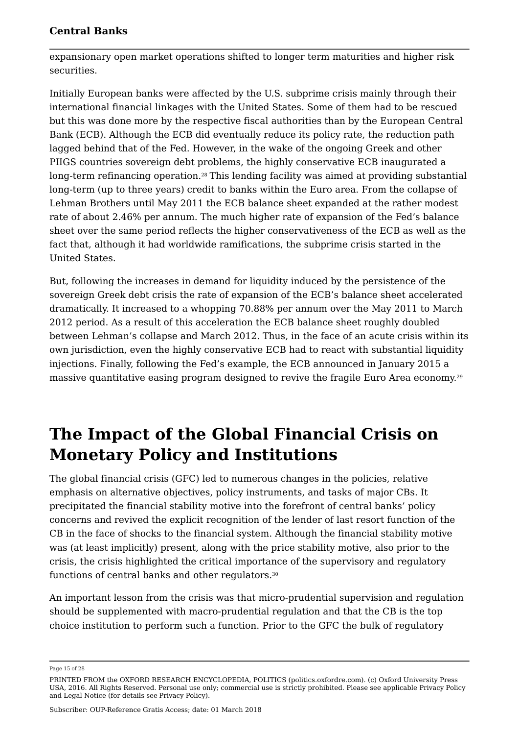expansionary open market operations shifted to longer term maturities and higher risk securities.

Initially European banks were affected by the U.S. subprime crisis mainly through their international financial linkages with the United States. Some of them had to be rescued but this was done more by the respective fiscal authorities than by the European Central Bank (ECB). Although the ECB did eventually reduce its policy rate, the reduction path lagged behind that of the Fed. However, in the wake of the ongoing Greek and other PIIGS countries sovereign debt problems, the highly conservative ECB inaugurated a long-term refinancing operation.[28] This lending facility was aimed at providing substantial long-term (up to three years) credit to banks within the Euro area. From the collapse of Lehman Brothers until May 2011 the ECB balance sheet expanded at the rather modest rate of about 2.46% per annum. The much higher rate of expansion of the Fed's balance sheet over the same period reflects the higher conservativeness of the ECB as well as the fact that, although it had worldwide ramifications, the subprime crisis started in the United States.

But, following the increases in demand for liquidity induced by the persistence of the sovereign Greek debt crisis the rate of expansion of the ECB's balance sheet accelerated dramatically. It increased to a whopping 70.88% per annum over the May 2011 to March 2012 period. As a result of this acceleration the ECB balance sheet roughly doubled between Lehman's collapse and March 2012. Thus, in the face of an acute crisis within its own jurisdiction, even the highly conservative ECB had to react with substantial liquidity injections. Finally, following the Fed's example, the ECB announced in January 2015 a massive quantitative easing program designed to revive the fragile Euro Area economy.[29]

# The Impact of the Global Financial Crisis on Monetary Policy and Institutions

The global financial crisis (GFC) led to numerous changes in the policies, relative emphasis on alternative objectives, policy instruments, and tasks of major CBs. It precipitated the financial stability motive into the forefront of central banks' policy concerns and revived the explicit recognition of the lender of last resort function of the CB in the face of shocks to the financial system. Although the financial stability motive was (at least implicitly) present, along with the price stability motive, also prior to the crisis, the crisis highlighted the critical importance of the supervisory and regulatory functions of central banks and other regulators.[30]

An important lesson from the crisis was that micro-prudential supervision and regulation should be supplemented with macro-prudential regulation and that the CB is the top choice institution to perform such a function. Prior to the GFC the bulk of regulatory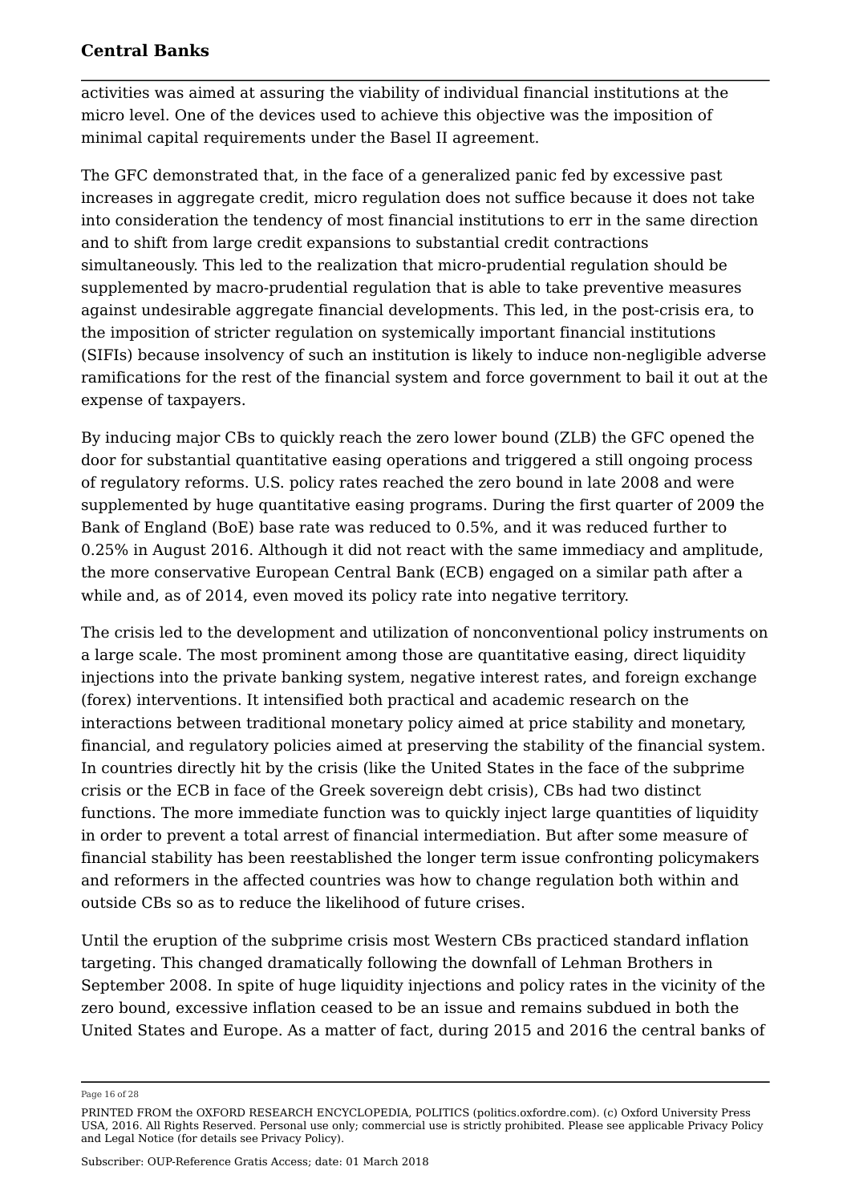activities was aimed at assuring the viability of individual financial institutions at the micro level. One of the devices used to achieve this objective was the imposition of minimal capital requirements under the Basel II agreement.

The GFC demonstrated that, in the face of a generalized panic fed by excessive past increases in aggregate credit, micro regulation does not suffice because it does not take into consideration the tendency of most financial institutions to err in the same direction and to shift from large credit expansions to substantial credit contractions simultaneously. This led to the realization that micro-prudential regulation should be supplemented by macro-prudential regulation that is able to take preventive measures against undesirable aggregate financial developments. This led, in the post-crisis era, to the imposition of stricter regulation on systemically important financial institutions (SIFIs) because insolvency of such an institution is likely to induce non-negligible adverse ramifications for the rest of the financial system and force government to bail it out at the expense of taxpayers.

By inducing major CBs to quickly reach the zero lower bound (ZLB) the GFC opened the door for substantial quantitative easing operations and triggered a still ongoing process of regulatory reforms. U.S. policy rates reached the zero bound in late 2008 and were supplemented by huge quantitative easing programs. During the first quarter of 2009 the Bank of England (BoE) base rate was reduced to 0.5%, and it was reduced further to 0.25% in August 2016. Although it did not react with the same immediacy and amplitude, the more conservative European Central Bank (ECB) engaged on a similar path after a while and, as of 2014, even moved its policy rate into negative territory.

The crisis led to the development and utilization of nonconventional policy instruments on a large scale. The most prominent among those are quantitative easing, direct liquidity injections into the private banking system, negative interest rates, and foreign exchange (forex) interventions. It intensified both practical and academic research on the interactions between traditional monetary policy aimed at price stability and monetary, financial, and regulatory policies aimed at preserving the stability of the financial system. In countries directly hit by the crisis (like the United States in the face of the subprime crisis or the ECB in face of the Greek sovereign debt crisis), CBs had two distinct functions. The more immediate function was to quickly inject large quantities of liquidity in order to prevent a total arrest of financial intermediation. But after some measure of financial stability has been reestablished the longer term issue confronting policymakers and reformers in the affected countries was how to change regulation both within and outside CBs so as to reduce the likelihood of future crises.

Until the eruption of the subprime crisis most Western CBs practiced standard inflation targeting. This changed dramatically following the downfall of Lehman Brothers in September 2008. In spite of huge liquidity injections and policy rates in the vicinity of the zero bound, excessive inflation ceased to be an issue and remains subdued in both the United States and Europe. As a matter of fact, during 2015 and 2016 the central banks of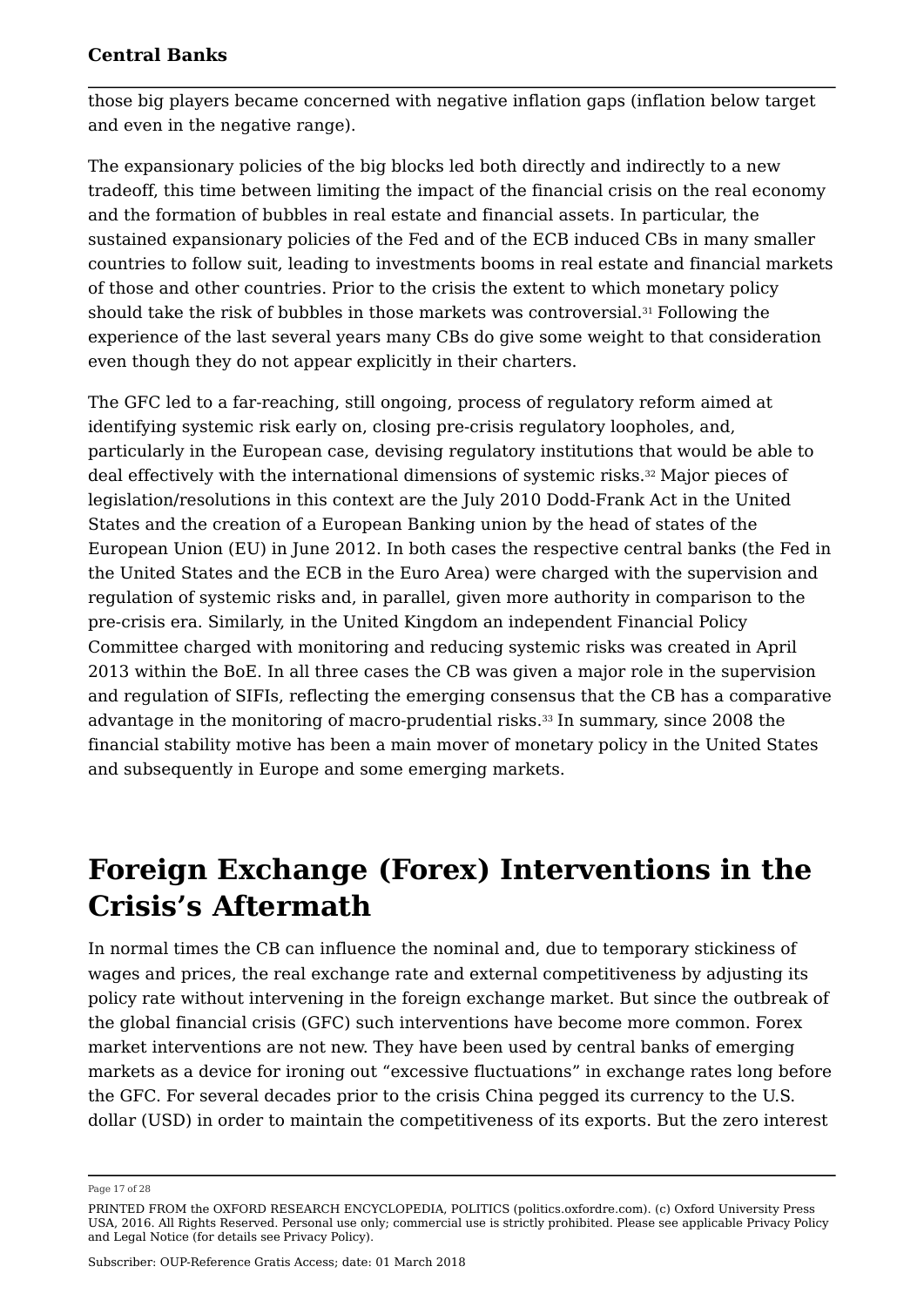those big players became concerned with negative inflation gaps (inflation below target and even in the negative range).

The expansionary policies of the big blocks led both directly and indirectly to a new tradeoff, this time between limiting the impact of the financial crisis on the real economy and the formation of bubbles in real estate and financial assets. In particular, the sustained expansionary policies of the Fed and of the ECB induced CBs in many smaller countries to follow suit, leading to investments booms in real estate and financial markets of those and other countries. Prior to the crisis the extent to which monetary policy should take the risk of bubbles in those markets was controversial.[31] Following the experience of the last several years many CBs do give some weight to that consideration even though they do not appear explicitly in their charters.

The GFC led to a far-reaching, still ongoing, process of regulatory reform aimed at identifying systemic risk early on, closing pre-crisis regulatory loopholes, and, particularly in the European case, devising regulatory institutions that would be able to deal effectively with the international dimensions of systemic risks.[32] Major pieces of legislation/resolutions in this context are the July 2010 Dodd-Frank Act in the United States and the creation of a European Banking union by the head of states of the European Union (EU) in June 2012. In both cases the respective central banks (the Fed in the United States and the ECB in the Euro Area) were charged with the supervision and regulation of systemic risks and, in parallel, given more authority in comparison to the pre-crisis era. Similarly, in the United Kingdom an independent Financial Policy Committee charged with monitoring and reducing systemic risks was created in April 2013 within the BoE. In all three cases the CB was given a major role in the supervision and regulation of SIFIs, reflecting the emerging consensus that the CB has a comparative advantage in the monitoring of macro-prudential risks.[33] In summary, since 2008 the financial stability motive has been a main mover of monetary policy in the United States and subsequently in Europe and some emerging markets.

# Foreign Exchange (Forex) Interventions in the Crisis's Aftermath

In normal times the CB can influence the nominal and, due to temporary stickiness of wages and prices, the real exchange rate and external competitiveness by adjusting its policy rate without intervening in the foreign exchange market. But since the outbreak of the global financial crisis (GFC) such interventions have become more common. Forex market interventions are not new. They have been used by central banks of emerging markets as a device for ironing out "excessive fluctuations" in exchange rates long before the GFC. For several decades prior to the crisis China pegged its currency to the U.S. dollar (USD) in order to maintain the competitiveness of its exports. But the zero interest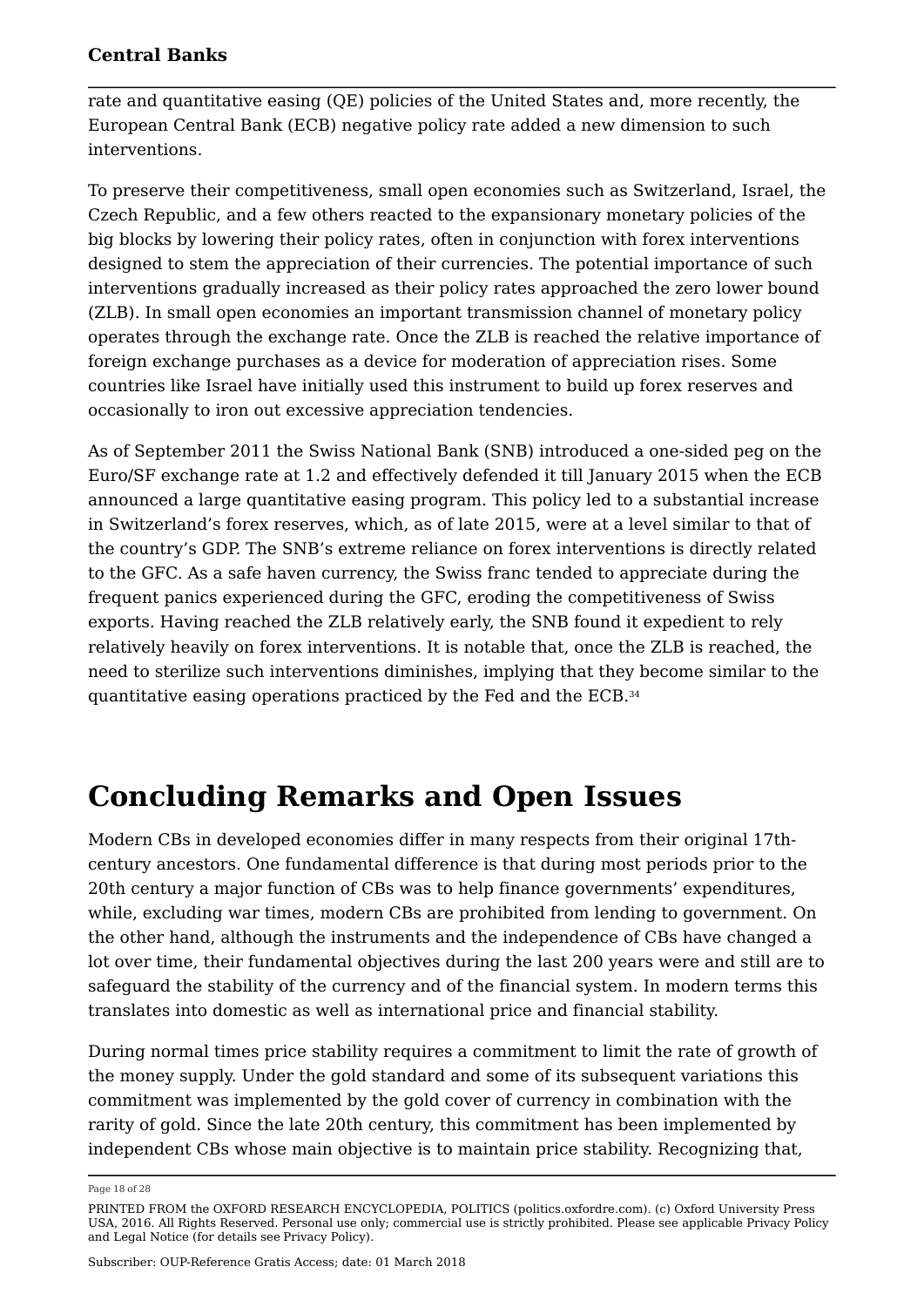rate and quantitative easing (QE) policies of the United States and, more recently, the European Central Bank (ECB) negative policy rate added a new dimension to such interventions.

To preserve their competitiveness, small open economies such as Switzerland, Israel, the Czech Republic, and a few others reacted to the expansionary monetary policies of the big blocks by lowering their policy rates, often in conjunction with forex interventions designed to stem the appreciation of their currencies. The potential importance of such interventions gradually increased as their policy rates approached the zero lower bound (ZLB). In small open economies an important transmission channel of monetary policy operates through the exchange rate. Once the ZLB is reached the relative importance of foreign exchange purchases as a device for moderation of appreciation rises. Some countries like Israel have initially used this instrument to build up forex reserves and occasionally to iron out excessive appreciation tendencies.

As of September 2011 the Swiss National Bank (SNB) introduced a one-sided peg on the Euro/SF exchange rate at 1.2 and effectively defended it till January 2015 when the ECB announced a large quantitative easing program. This policy led to a substantial increase in Switzerland's forex reserves, which, as of late 2015, were at a level similar to that of the country's GDP. The SNB's extreme reliance on forex interventions is directly related to the GFC. As a safe haven currency, the Swiss franc tended to appreciate during the frequent panics experienced during the GFC, eroding the competitiveness of Swiss exports. Having reached the ZLB relatively early, the SNB found it expedient to rely relatively heavily on forex interventions. It is notable that, once the ZLB is reached, the need to sterilize such interventions diminishes, implying that they become similar to the quantitative easing operations practiced by the Fed and the ECB.[34]

# Concluding Remarks and Open Issues

Modern CBs in developed economies differ in many respects from their original 17th-century ancestors. One fundamental difference is that during most periods prior to the 20th century a major function of CBs was to help finance governments' expenditures, while, excluding war times, modern CBs are prohibited from lending to government. On the other hand, although the instruments and the independence of CBs have changed a lot over time, their fundamental objectives during the last 200 years were and still are to safeguard the stability of the currency and of the financial system. In modern terms this translates into domestic as well as international price and financial stability.

During normal times price stability requires a commitment to limit the rate of growth of the money supply. Under the gold standard and some of its subsequent variations this commitment was implemented by the gold cover of currency in combination with the rarity of gold. Since the late 20th century, this commitment has been implemented by independent CBs whose main objective is to maintain price stability. Recognizing that,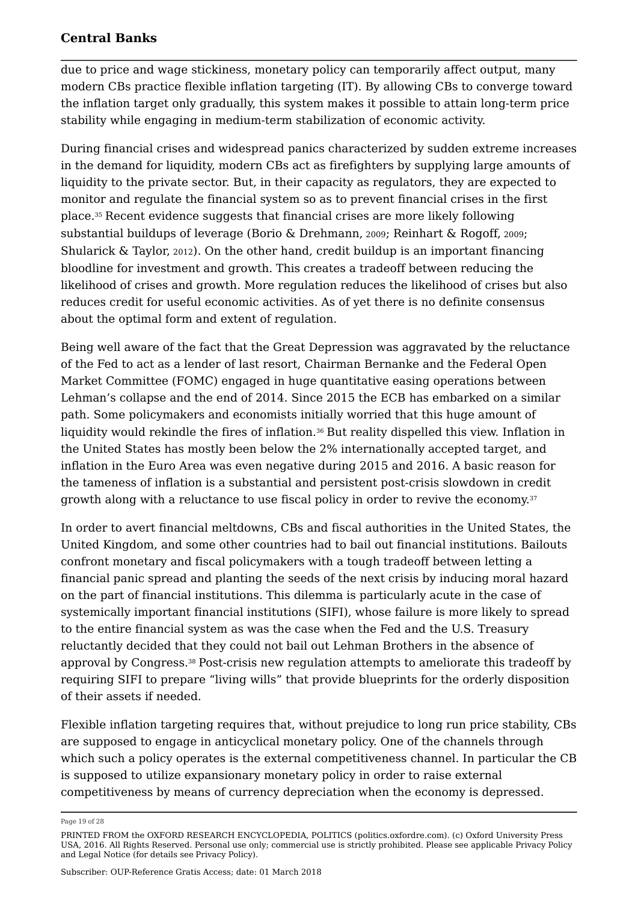due to price and wage stickiness, monetary policy can temporarily affect output, many modern CBs practice flexible inflation targeting (IT). By allowing CBs to converge toward the inflation target only gradually, this system makes it possible to attain long-term price stability while engaging in medium-term stabilization of economic activity.

During financial crises and widespread panics characterized by sudden extreme increases in the demand for liquidity, modern CBs act as firefighters by supplying large amounts of liquidity to the private sector. But, in their capacity as regulators, they are expected to monitor and regulate the financial system so as to prevent financial crises in the first place.[35] Recent evidence suggests that financial crises are more likely following substantial buildups of leverage (Borio & Drehmann, 2009; Reinhart & Rogoff, 2009; Shularick & Taylor, 2012). On the other hand, credit buildup is an important financing bloodline for investment and growth. This creates a tradeoff between reducing the likelihood of crises and growth. More regulation reduces the likelihood of crises but also reduces credit for useful economic activities. As of yet there is no definite consensus about the optimal form and extent of regulation.

Being well aware of the fact that the Great Depression was aggravated by the reluctance of the Fed to act as a lender of last resort, Chairman Bernanke and the Federal Open Market Committee (FOMC) engaged in huge quantitative easing operations between Lehman's collapse and the end of 2014. Since 2015 the ECB has embarked on a similar path. Some policymakers and economists initially worried that this huge amount of liquidity would rekindle the fires of inflation.[36] But reality dispelled this view. Inflation in the United States has mostly been below the 2% internationally accepted target, and inflation in the Euro Area was even negative during 2015 and 2016. A basic reason for the tameness of inflation is a substantial and persistent post-crisis slowdown in credit growth along with a reluctance to use fiscal policy in order to revive the economy.[37]

In order to avert financial meltdowns, CBs and fiscal authorities in the United States, the United Kingdom, and some other countries had to bail out financial institutions. Bailouts confront monetary and fiscal policymakers with a tough tradeoff between letting a financial panic spread and planting the seeds of the next crisis by inducing moral hazard on the part of financial institutions. This dilemma is particularly acute in the case of systemically important financial institutions (SIFI), whose failure is more likely to spread to the entire financial system as was the case when the Fed and the U.S. Treasury reluctantly decided that they could not bail out Lehman Brothers in the absence of approval by Congress.[38] Post-crisis new regulation attempts to ameliorate this tradeoff by requiring SIFI to prepare "living wills" that provide blueprints for the orderly disposition of their assets if needed.

Flexible inflation targeting requires that, without prejudice to long run price stability, CBs are supposed to engage in anticyclical monetary policy. One of the channels through which such a policy operates is the external competitiveness channel. In particular the CB is supposed to utilize expansionary monetary policy in order to raise external competitiveness by means of currency depreciation when the economy is depressed.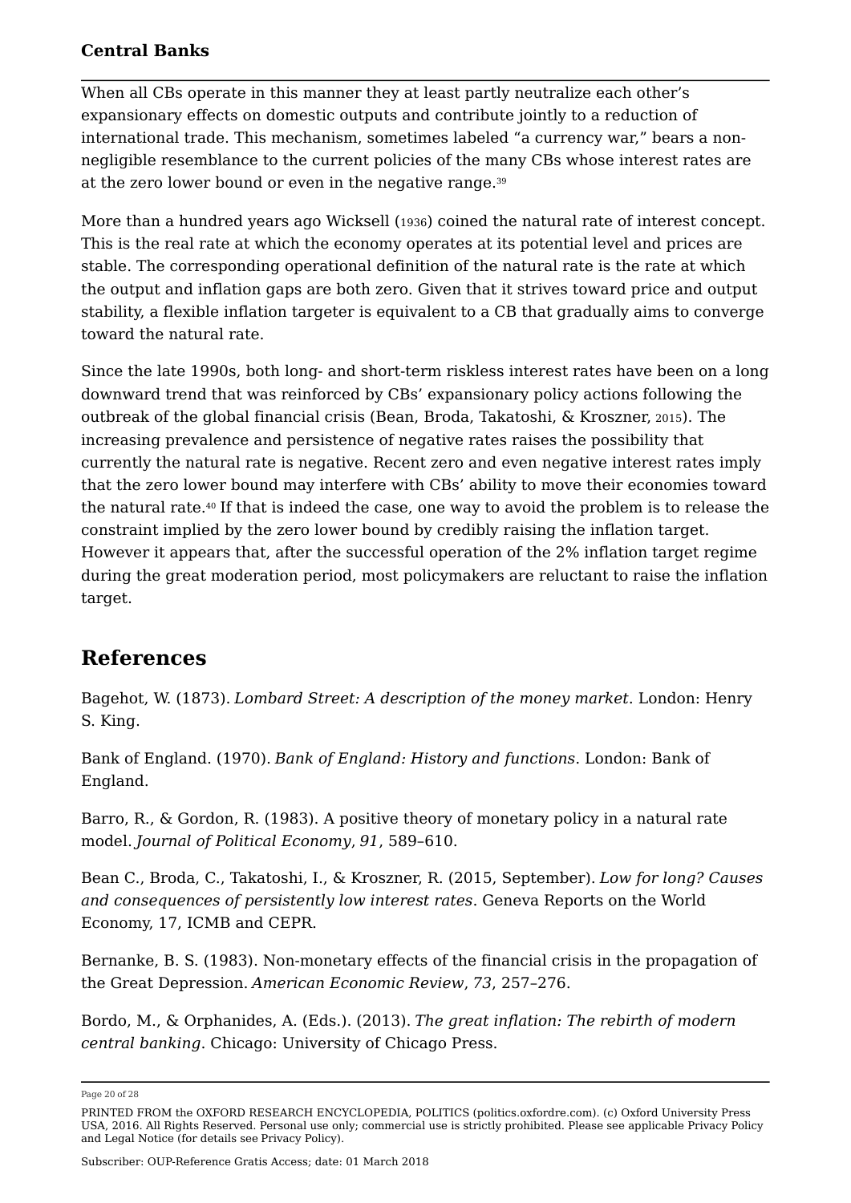When all CBs operate in this manner they at least partly neutralize each other's expansionary effects on domestic outputs and contribute jointly to a reduction of international trade. This mechanism, sometimes labeled "a currency war," bears a non-negligible resemblance to the current policies of the many CBs whose interest rates are at the zero lower bound or even in the negative range.[39]

More than a hundred years ago Wicksell (1936) coined the natural rate of interest concept. This is the real rate at which the economy operates at its potential level and prices are stable. The corresponding operational definition of the natural rate is the rate at which the output and inflation gaps are both zero. Given that it strives toward price and output stability, a flexible inflation targeter is equivalent to a CB that gradually aims to converge toward the natural rate.

Since the late 1990s, both long- and short-term riskless interest rates have been on a long downward trend that was reinforced by CBs' expansionary policy actions following the outbreak of the global financial crisis (Bean, Broda, Takatoshi, & Kroszner, 2015). The increasing prevalence and persistence of negative rates raises the possibility that currently the natural rate is negative. Recent zero and even negative interest rates imply that the zero lower bound may interfere with CBs' ability to move their economies toward the natural rate.[40] If that is indeed the case, one way to avoid the problem is to release the constraint implied by the zero lower bound by credibly raising the inflation target. However it appears that, after the successful operation of the 2% inflation target regime during the great moderation period, most policymakers are reluctant to raise the inflation target.

## References

Bagehot, W. (1873). *Lombard Street: A description of the money market*. London: Henry S. King.

Bank of England. (1970). *Bank of England: History and functions*. London: Bank of England.

Barro, R., & Gordon, R. (1983). A positive theory of monetary policy in a natural rate model. *Journal of Political Economy*, *91*, 589–610.

Bean C., Broda, C., Takatoshi, I., & Kroszner, R. (2015, September). *Low for long? Causes and consequences of persistently low interest rates*. Geneva Reports on the World Economy, 17, ICMB and CEPR.

Bernanke, B. S. (1983). Non-monetary effects of the financial crisis in the propagation of the Great Depression. *American Economic Review*, *73*, 257–276.

Bordo, M., & Orphanides, A. (Eds.). (2013). *The great inflation: The rebirth of modern central banking*. Chicago: University of Chicago Press.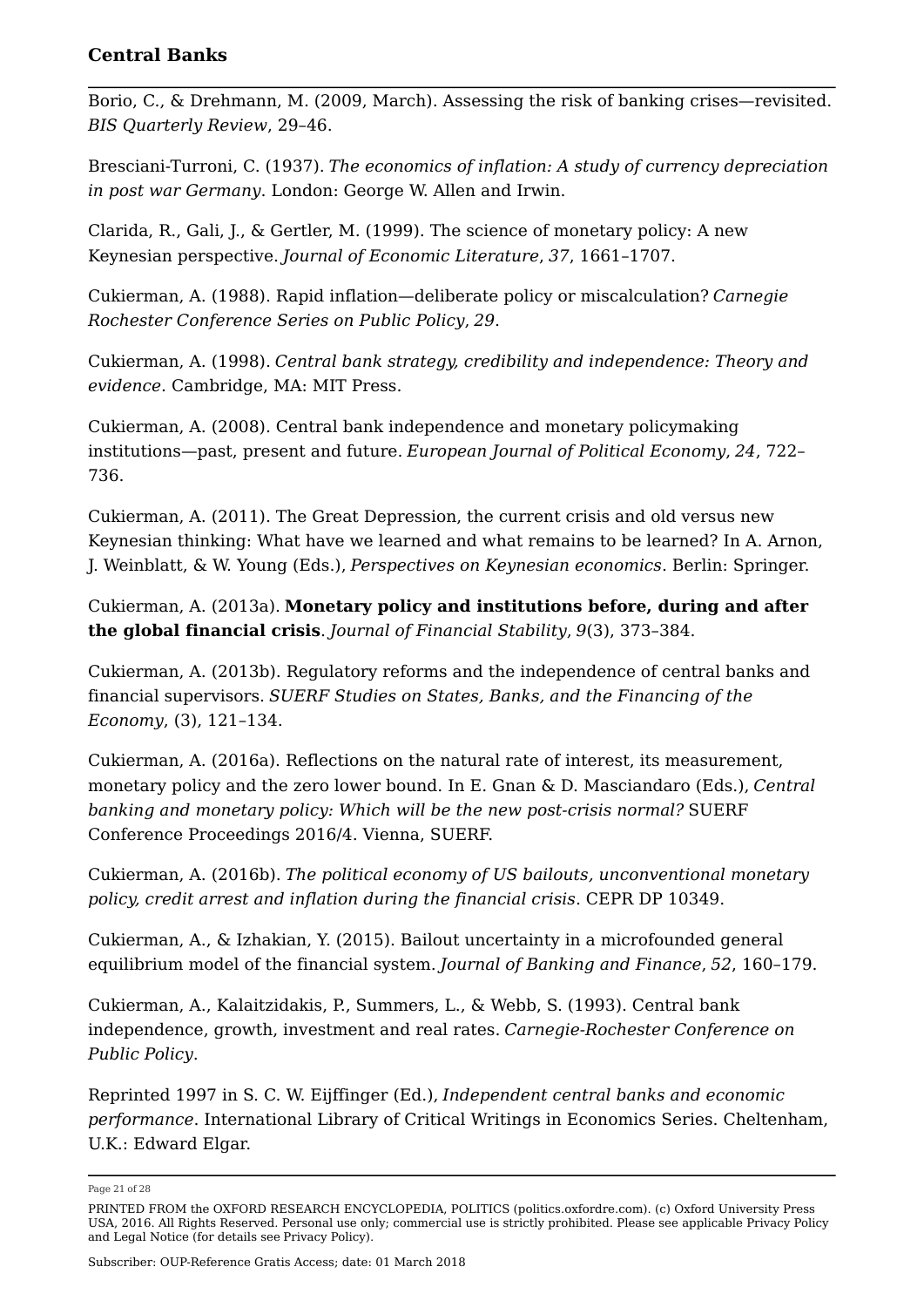Borio, C., & Drehmann, M. (2009, March). Assessing the risk of banking crises—revisited. *BIS Quarterly Review*, 29–46.

Bresciani-Turroni, C. (1937). *The economics of inflation: A study of currency depreciation in post war Germany*. London: George W. Allen and Irwin.

Clarida, R., Gali, J., & Gertler, M. (1999). The science of monetary policy: A new Keynesian perspective. *Journal of Economic Literature*, *37*, 1661–1707.

Cukierman, A. (1988). Rapid inflation—deliberate policy or miscalculation? *Carnegie Rochester Conference Series on Public Policy*, *29*.

Cukierman, A. (1998). *Central bank strategy, credibility and independence: Theory and evidence*. Cambridge, MA: MIT Press.

Cukierman, A. (2008). Central bank independence and monetary policymaking institutions—past, present and future. *European Journal of Political Economy*, *24*, 722–736.

Cukierman, A. (2011). The Great Depression, the current crisis and old versus new Keynesian thinking: What have we learned and what remains to be learned? In A. Arnon, J. Weinblatt, & W. Young (Eds.), *Perspectives on Keynesian economics*. Berlin: Springer.

Cukierman, A. (2013a). **Monetary policy and institutions before, during and after the global financial crisis**. *Journal of Financial Stability*, *9*(3), 373–384.

Cukierman, A. (2013b). Regulatory reforms and the independence of central banks and financial supervisors. *SUERF Studies on States, Banks, and the Financing of the Economy*, (3), 121–134.

Cukierman, A. (2016a). Reflections on the natural rate of interest, its measurement, monetary policy and the zero lower bound. In E. Gnan & D. Masciandaro (Eds.), *Central banking and monetary policy: Which will be the new post-crisis normal?* SUERF Conference Proceedings 2016/4. Vienna, SUERF.

Cukierman, A. (2016b). *The political economy of US bailouts, unconventional monetary policy, credit arrest and inflation during the financial crisis*. CEPR DP 10349.

Cukierman, A., & Izhakian, Y. (2015). Bailout uncertainty in a microfounded general equilibrium model of the financial system. *Journal of Banking and Finance*, *52*, 160–179.

Cukierman, A., Kalaitzidakis, P., Summers, L., & Webb, S. (1993). Central bank independence, growth, investment and real rates. *Carnegie-Rochester Conference on Public Policy*.

Reprinted 1997 in S. C. W. Eijffinger (Ed.), *Independent central banks and economic performance*. International Library of Critical Writings in Economics Series. Cheltenham, U.K.: Edward Elgar.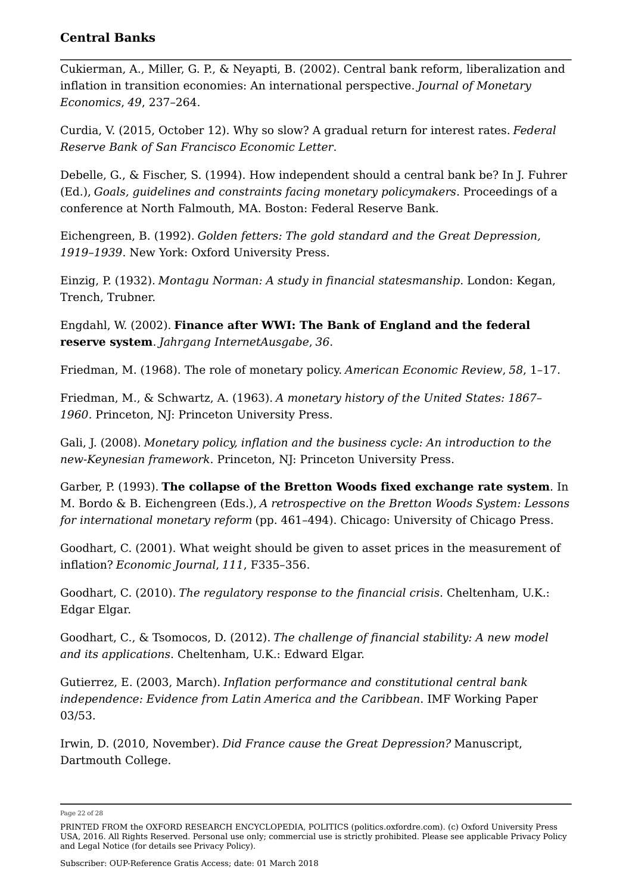Cukierman, A., Miller, G. P., & Neyapti, B. (2002). Central bank reform, liberalization and inflation in transition economies: An international perspective. *Journal of Monetary Economics*, *49*, 237–264.

Curdia, V. (2015, October 12). Why so slow? A gradual return for interest rates. *Federal Reserve Bank of San Francisco Economic Letter*.

Debelle, G., & Fischer, S. (1994). How independent should a central bank be? In J. Fuhrer (Ed.), *Goals, guidelines and constraints facing monetary policymakers*. Proceedings of a conference at North Falmouth, MA. Boston: Federal Reserve Bank.

Eichengreen, B. (1992). *Golden fetters: The gold standard and the Great Depression, 1919–1939*. New York: Oxford University Press.

Einzig, P. (1932). *Montagu Norman: A study in financial statesmanship*. London: Kegan, Trench, Trubner.

Engdahl, W. (2002). **Finance after WWI: The Bank of England and the federal reserve system**. *Jahrgang InternetAusgabe*, *36*.

Friedman, M. (1968). The role of monetary policy. *American Economic Review*, *58*, 1–17.

Friedman, M., & Schwartz, A. (1963). *A monetary history of the United States: 1867–1960*. Princeton, NJ: Princeton University Press.

Gali, J. (2008). *Monetary policy, inflation and the business cycle: An introduction to the new-Keynesian framework*. Princeton, NJ: Princeton University Press.

Garber, P. (1993). **The collapse of the Bretton Woods fixed exchange rate system**. In M. Bordo & B. Eichengreen (Eds.), *A retrospective on the Bretton Woods System: Lessons for international monetary reform* (pp. 461–494). Chicago: University of Chicago Press.

Goodhart, C. (2001). What weight should be given to asset prices in the measurement of inflation? *Economic Journal*, *111*, F335–356.

Goodhart, C. (2010). *The regulatory response to the financial crisis*. Cheltenham, U.K.: Edgar Elgar.

Goodhart, C., & Tsomocos, D. (2012). *The challenge of financial stability: A new model and its applications*. Cheltenham, U.K.: Edward Elgar.

Gutierrez, E. (2003, March). *Inflation performance and constitutional central bank independence: Evidence from Latin America and the Caribbean*. IMF Working Paper 03/53.

Irwin, D. (2010, November). *Did France cause the Great Depression?* Manuscript, Dartmouth College.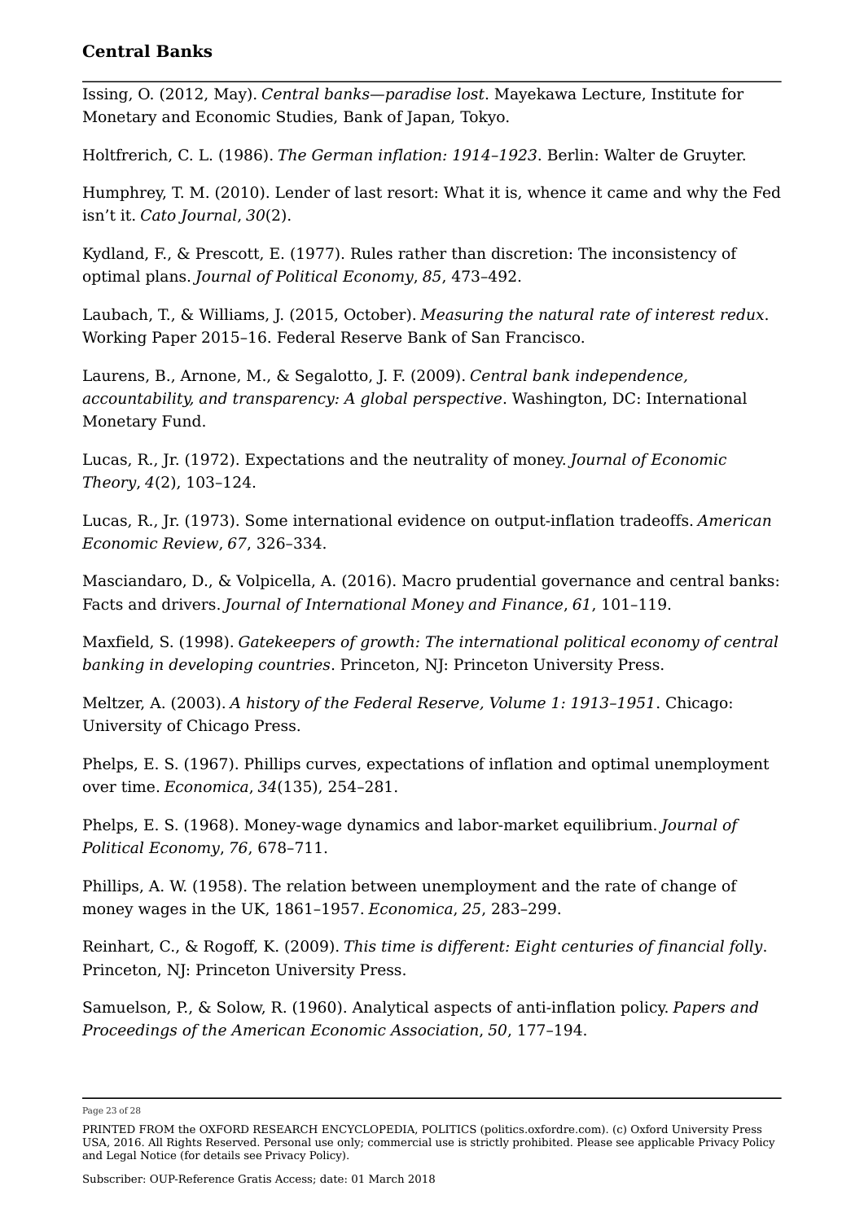Issing, O. (2012, May). *Central banks—paradise lost*. Mayekawa Lecture, Institute for Monetary and Economic Studies, Bank of Japan, Tokyo.

Holtfrerich, C. L. (1986). *The German inflation: 1914–1923*. Berlin: Walter de Gruyter.

Humphrey, T. M. (2010). Lender of last resort: What it is, whence it came and why the Fed isn't it. *Cato Journal*, *30*(2).

Kydland, F., & Prescott, E. (1977). Rules rather than discretion: The inconsistency of optimal plans. *Journal of Political Economy*, *85*, 473–492.

Laubach, T., & Williams, J. (2015, October). *Measuring the natural rate of interest redux*. Working Paper 2015–16. Federal Reserve Bank of San Francisco.

Laurens, B., Arnone, M., & Segalotto, J. F. (2009). *Central bank independence, accountability, and transparency: A global perspective*. Washington, DC: International Monetary Fund.

Lucas, R., Jr. (1972). Expectations and the neutrality of money. *Journal of Economic Theory*, *4*(2), 103–124.

Lucas, R., Jr. (1973). Some international evidence on output-inflation tradeoffs. *American Economic Review*, *67*, 326–334.

Masciandaro, D., & Volpicella, A. (2016). Macro prudential governance and central banks: Facts and drivers. *Journal of International Money and Finance*, *61*, 101–119.

Maxfield, S. (1998). *Gatekeepers of growth: The international political economy of central banking in developing countries*. Princeton, NJ: Princeton University Press.

Meltzer, A. (2003). *A history of the Federal Reserve, Volume 1: 1913–1951*. Chicago: University of Chicago Press.

Phelps, E. S. (1967). Phillips curves, expectations of inflation and optimal unemployment over time. *Economica*, *34*(135), 254–281.

Phelps, E. S. (1968). Money-wage dynamics and labor-market equilibrium. *Journal of Political Economy*, *76*, 678–711.

Phillips, A. W. (1958). The relation between unemployment and the rate of change of money wages in the UK, 1861–1957. *Economica*, *25*, 283–299.

Reinhart, C., & Rogoff, K. (2009). *This time is different: Eight centuries of financial folly*. Princeton, NJ: Princeton University Press.

Samuelson, P., & Solow, R. (1960). Analytical aspects of anti-inflation policy. *Papers and Proceedings of the American Economic Association*, *50*, 177–194.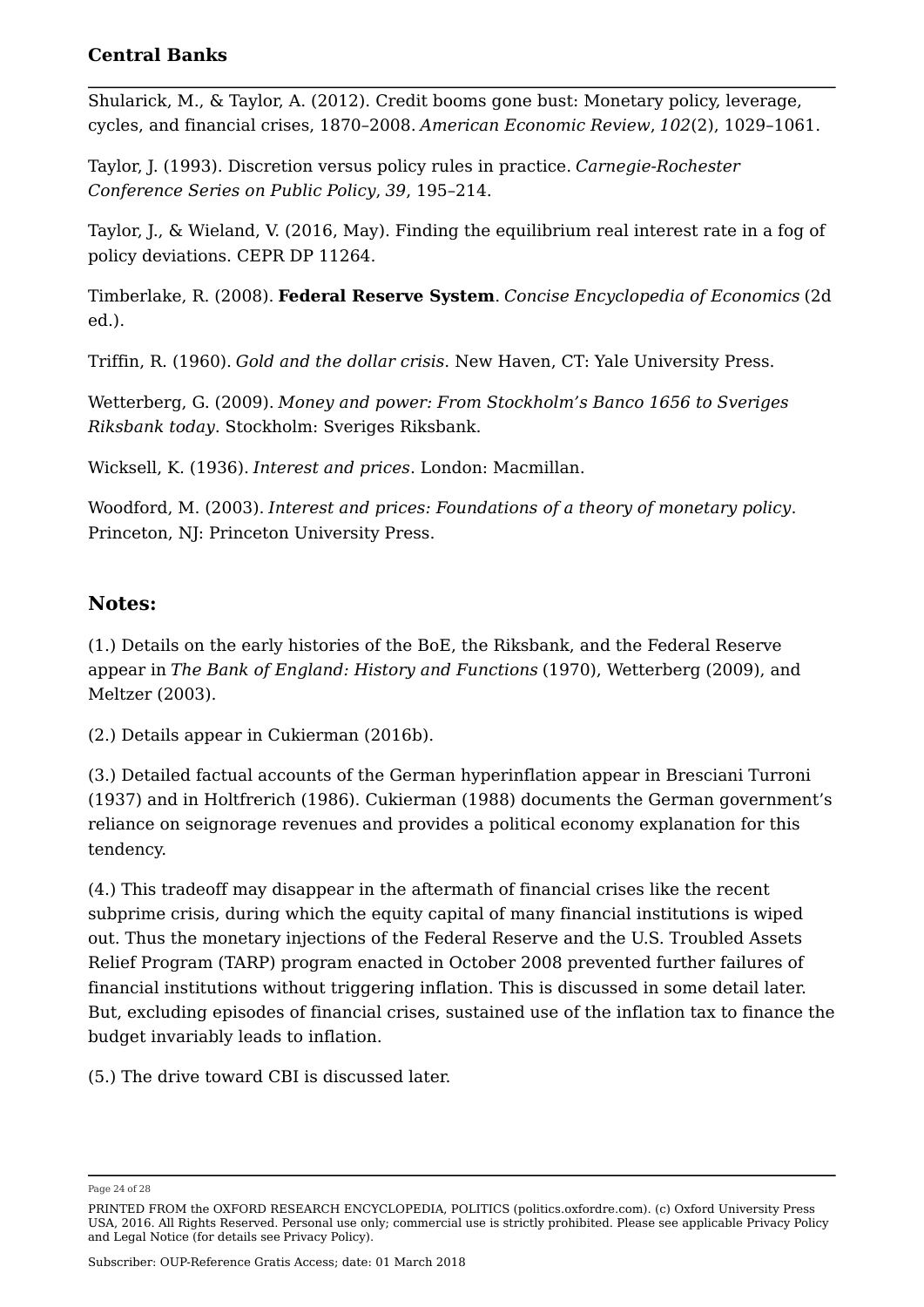Shularick, M., & Taylor, A. (2012). Credit booms gone bust: Monetary policy, leverage, cycles, and financial crises, 1870–2008. *American Economic Review*, *102*(2), 1029–1061.

Taylor, J. (1993). Discretion versus policy rules in practice. *Carnegie-Rochester Conference Series on Public Policy*, *39*, 195–214.

Taylor, J., & Wieland, V. (2016, May). Finding the equilibrium real interest rate in a fog of policy deviations. CEPR DP 11264.

Timberlake, R. (2008). **Federal Reserve System**. *Concise Encyclopedia of Economics* (2d ed.).

Triffin, R. (1960). *Gold and the dollar crisis*. New Haven, CT: Yale University Press.

Wetterberg, G. (2009). *Money and power: From Stockholm's Banco 1656 to Sveriges Riksbank today*. Stockholm: Sveriges Riksbank.

Wicksell, K. (1936). *Interest and prices*. London: Macmillan.

Woodford, M. (2003). *Interest and prices: Foundations of a theory of monetary policy*. Princeton, NJ: Princeton University Press.

## Notes:

(1.) Details on the early histories of the BoE, the Riksbank, and the Federal Reserve appear in *The Bank of England: History and Functions* (1970), Wetterberg (2009), and Meltzer (2003).

(2.) Details appear in Cukierman (2016b).

(3.) Detailed factual accounts of the German hyperinflation appear in Bresciani Turroni (1937) and in Holtfrerich (1986). Cukierman (1988) documents the German government's reliance on seignorage revenues and provides a political economy explanation for this tendency.

(4.) This tradeoff may disappear in the aftermath of financial crises like the recent subprime crisis, during which the equity capital of many financial institutions is wiped out. Thus the monetary injections of the Federal Reserve and the U.S. Troubled Assets Relief Program (TARP) program enacted in October 2008 prevented further failures of financial institutions without triggering inflation. This is discussed in some detail later. But, excluding episodes of financial crises, sustained use of the inflation tax to finance the budget invariably leads to inflation.

(5.) The drive toward CBI is discussed later.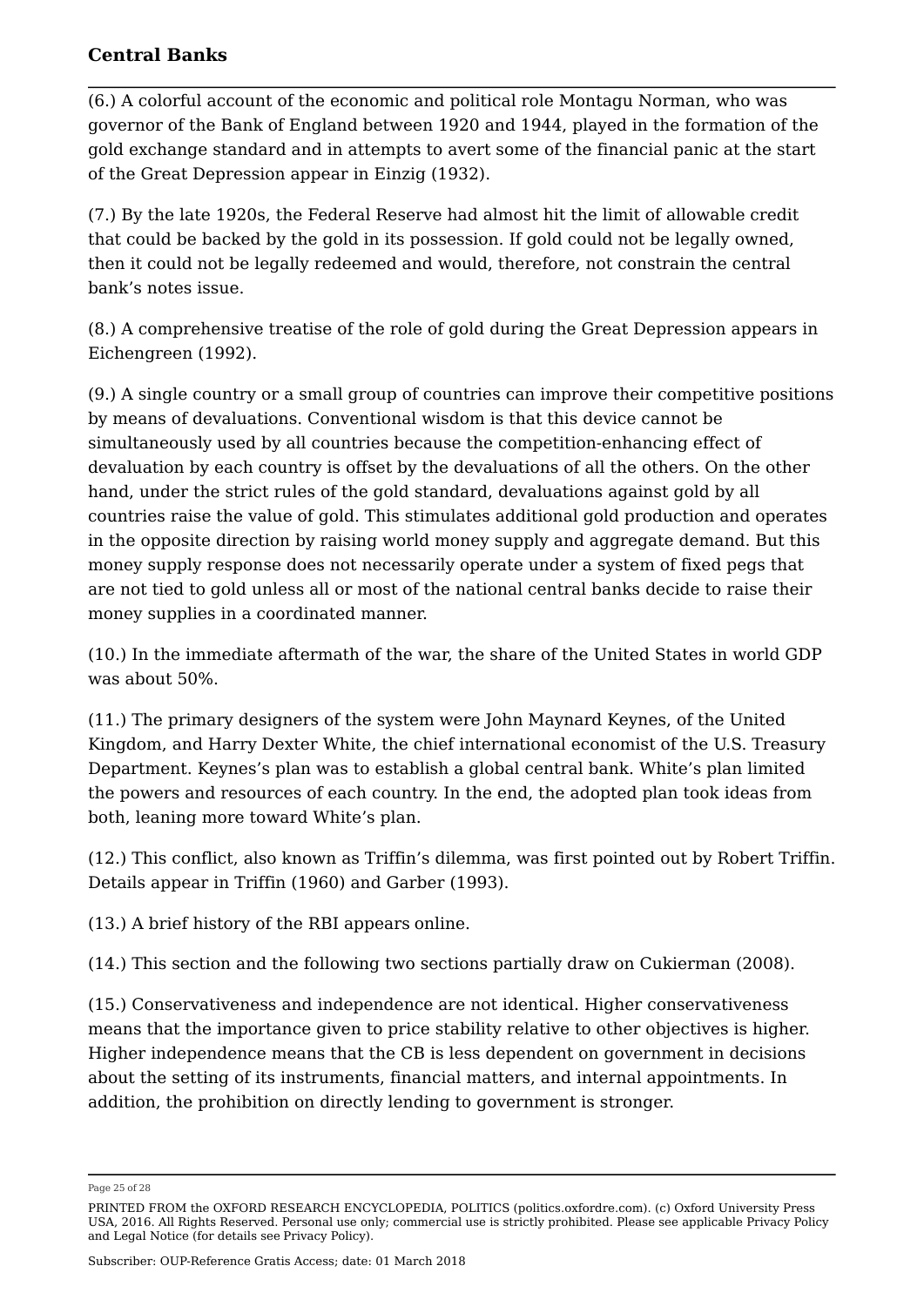(6.) A colorful account of the economic and political role Montagu Norman, who was governor of the Bank of England between 1920 and 1944, played in the formation of the gold exchange standard and in attempts to avert some of the financial panic at the start of the Great Depression appear in Einzig (1932).

(7.) By the late 1920s, the Federal Reserve had almost hit the limit of allowable credit that could be backed by the gold in its possession. If gold could not be legally owned, then it could not be legally redeemed and would, therefore, not constrain the central bank's notes issue.

(8.) A comprehensive treatise of the role of gold during the Great Depression appears in Eichengreen (1992).

(9.) A single country or a small group of countries can improve their competitive positions by means of devaluations. Conventional wisdom is that this device cannot be simultaneously used by all countries because the competition-enhancing effect of devaluation by each country is offset by the devaluations of all the others. On the other hand, under the strict rules of the gold standard, devaluations against gold by all countries raise the value of gold. This stimulates additional gold production and operates in the opposite direction by raising world money supply and aggregate demand. But this money supply response does not necessarily operate under a system of fixed pegs that are not tied to gold unless all or most of the national central banks decide to raise their money supplies in a coordinated manner.

(10.) In the immediate aftermath of the war, the share of the United States in world GDP was about 50%.

(11.) The primary designers of the system were John Maynard Keynes, of the United Kingdom, and Harry Dexter White, the chief international economist of the U.S. Treasury Department. Keynes's plan was to establish a global central bank. White's plan limited the powers and resources of each country. In the end, the adopted plan took ideas from both, leaning more toward White's plan.

(12.) This conflict, also known as Triffin's dilemma, was first pointed out by Robert Triffin. Details appear in Triffin (1960) and Garber (1993).

(13.) A brief history of the RBI appears online.

(14.) This section and the following two sections partially draw on Cukierman (2008).

(15.) Conservativeness and independence are not identical. Higher conservativeness means that the importance given to price stability relative to other objectives is higher. Higher independence means that the CB is less dependent on government in decisions about the setting of its instruments, financial matters, and internal appointments. In addition, the prohibition on directly lending to government is stronger.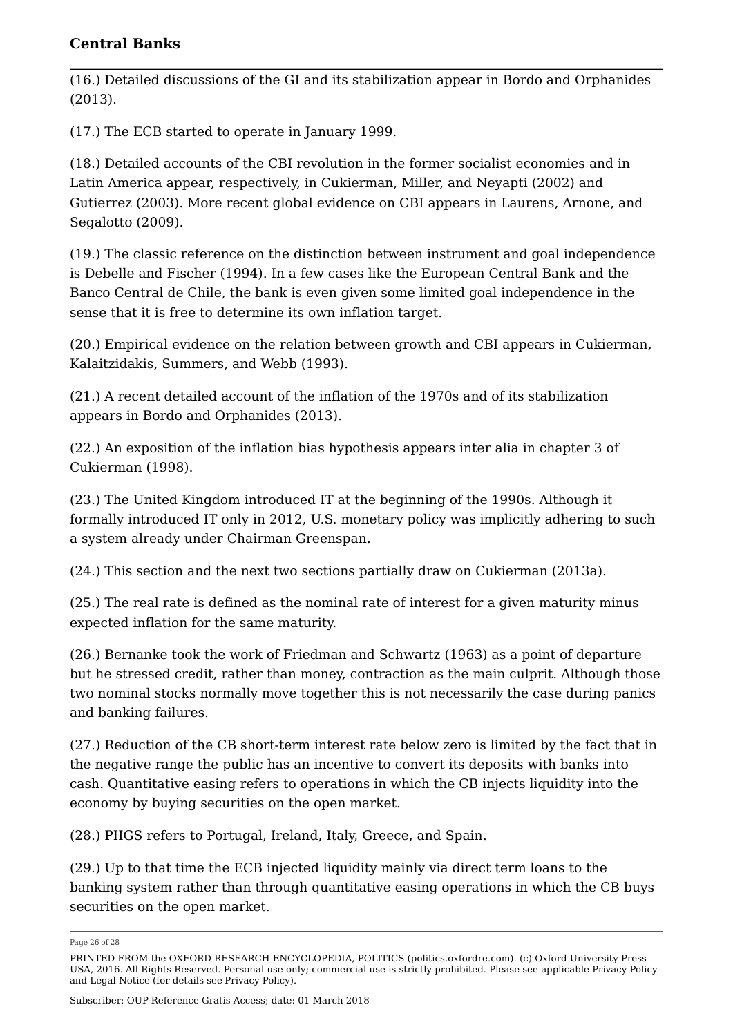(16.) Detailed discussions of the GI and its stabilization appear in Bordo and Orphanides (2013).

(17.) The ECB started to operate in January 1999.

(18.) Detailed accounts of the CBI revolution in the former socialist economies and in Latin America appear, respectively, in Cukierman, Miller, and Neyapti (2002) and Gutierrez (2003). More recent global evidence on CBI appears in Laurens, Arnone, and Segalotto (2009).

(19.) The classic reference on the distinction between instrument and goal independence is Debelle and Fischer (1994). In a few cases like the European Central Bank and the Banco Central de Chile, the bank is even given some limited goal independence in the sense that it is free to determine its own inflation target.

(20.) Empirical evidence on the relation between growth and CBI appears in Cukierman, Kalaitzidakis, Summers, and Webb (1993).

(21.) A recent detailed account of the inflation of the 1970s and of its stabilization appears in Bordo and Orphanides (2013).

(22.) An exposition of the inflation bias hypothesis appears inter alia in chapter 3 of Cukierman (1998).

(23.) The United Kingdom introduced IT at the beginning of the 1990s. Although it formally introduced IT only in 2012, U.S. monetary policy was implicitly adhering to such a system already under Chairman Greenspan.

(24.) This section and the next two sections partially draw on Cukierman (2013a).

(25.) The real rate is defined as the nominal rate of interest for a given maturity minus expected inflation for the same maturity.

(26.) Bernanke took the work of Friedman and Schwartz (1963) as a point of departure but he stressed credit, rather than money, contraction as the main culprit. Although those two nominal stocks normally move together this is not necessarily the case during panics and banking failures.

(27.) Reduction of the CB short-term interest rate below zero is limited by the fact that in the negative range the public has an incentive to convert its deposits with banks into cash. Quantitative easing refers to operations in which the CB injects liquidity into the economy by buying securities on the open market.

(28.) PIIGS refers to Portugal, Ireland, Italy, Greece, and Spain.

(29.) Up to that time the ECB injected liquidity mainly via direct term loans to the banking system rather than through quantitative easing operations in which the CB buys securities on the open market.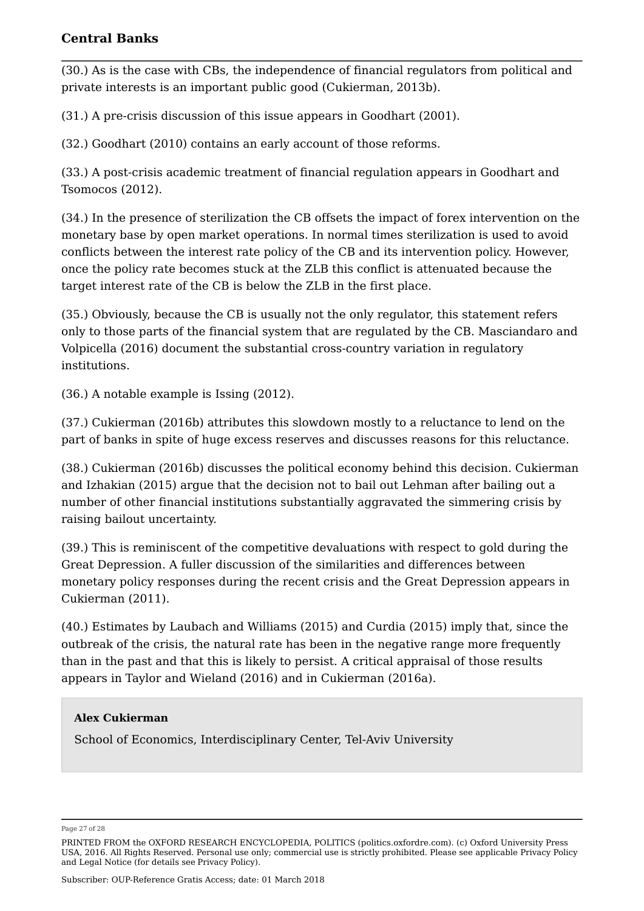(30.) As is the case with CBs, the independence of financial regulators from political and private interests is an important public good (Cukierman, 2013b).

(31.) A pre-crisis discussion of this issue appears in Goodhart (2001).

(32.) Goodhart (2010) contains an early account of those reforms.

(33.) A post-crisis academic treatment of financial regulation appears in Goodhart and Tsomocos (2012).

(34.) In the presence of sterilization the CB offsets the impact of forex intervention on the monetary base by open market operations. In normal times sterilization is used to avoid conflicts between the interest rate policy of the CB and its intervention policy. However, once the policy rate becomes stuck at the ZLB this conflict is attenuated because the target interest rate of the CB is below the ZLB in the first place.

(35.) Obviously, because the CB is usually not the only regulator, this statement refers only to those parts of the financial system that are regulated by the CB. Masciandaro and Volpicella (2016) document the substantial cross-country variation in regulatory institutions.

(36.) A notable example is Issing (2012).

(37.) Cukierman (2016b) attributes this slowdown mostly to a reluctance to lend on the part of banks in spite of huge excess reserves and discusses reasons for this reluctance.

(38.) Cukierman (2016b) discusses the political economy behind this decision. Cukierman and Izhakian (2015) argue that the decision not to bail out Lehman after bailing out a number of other financial institutions substantially aggravated the simmering crisis by raising bailout uncertainty.

(39.) This is reminiscent of the competitive devaluations with respect to gold during the Great Depression. A fuller discussion of the similarities and differences between monetary policy responses during the recent crisis and the Great Depression appears in Cukierman (2011).

(40.) Estimates by Laubach and Williams (2015) and Curdia (2015) imply that, since the outbreak of the crisis, the natural rate has been in the negative range more frequently than in the past and that this is likely to persist. A critical appraisal of those results appears in Taylor and Wieland (2016) and in Cukierman (2016a).

**Alex Cukierman**

School of Economics, Interdisciplinary Center, Tel-Aviv University